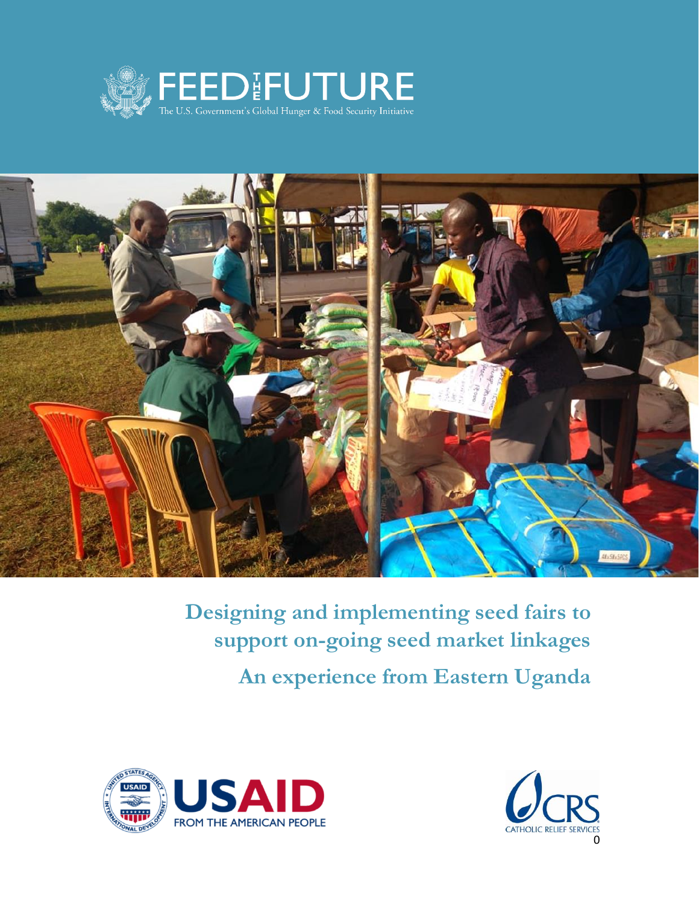FEED THE FUTURE

The U.S. Government's Global Hunger & Food Security Initiative

# Designing and implementing seed fairs to support on-going seed market linkages

## An experience from Eastern Uganda

USAID FROM THE AMERICAN PEOPLE

CRS CATHOLIC RELIEF SERVICES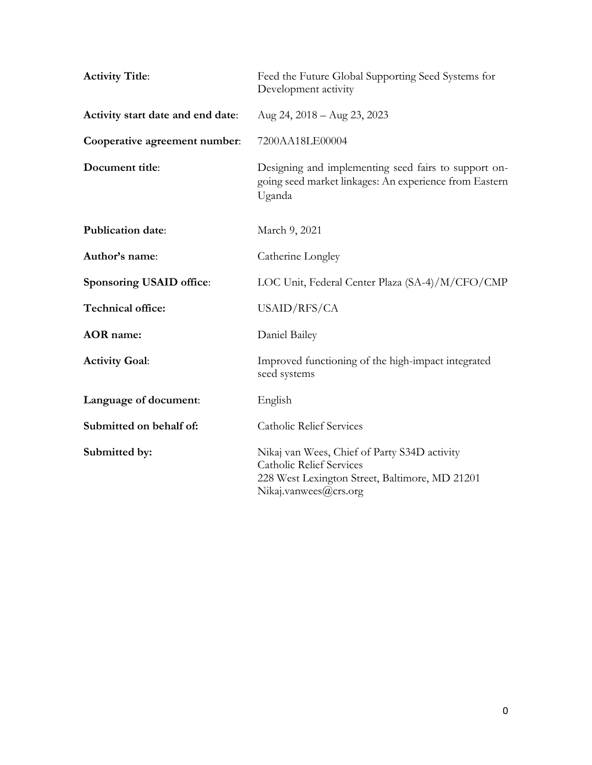**Activity Title**: Feed the Future Global Supporting Seed Systems for Development activity

**Activity start date and end date**: Aug 24, 2018 – Aug 23, 2023

**Cooperative agreement number**: 7200AA18LE00004

**Document title**: Designing and implementing seed fairs to support on-going seed market linkages: An experience from Eastern Uganda

**Publication date**: March 9, 2021

**Author's name**: Catherine Longley

**Sponsoring USAID office**: LOC Unit, Federal Center Plaza (SA-4)/M/CFO/CMP

**Technical office:** USAID/RFS/CA

**AOR name:** Daniel Bailey

**Activity Goal**: Improved functioning of the high-impact integrated seed systems

**Language of document**: English

**Submitted on behalf of:** Catholic Relief Services

**Submitted by:** Nikaj van Wees, Chief of Party S34D activity
Catholic Relief Services
228 West Lexington Street, Baltimore, MD 21201
Nikaj.vanwees@crs.org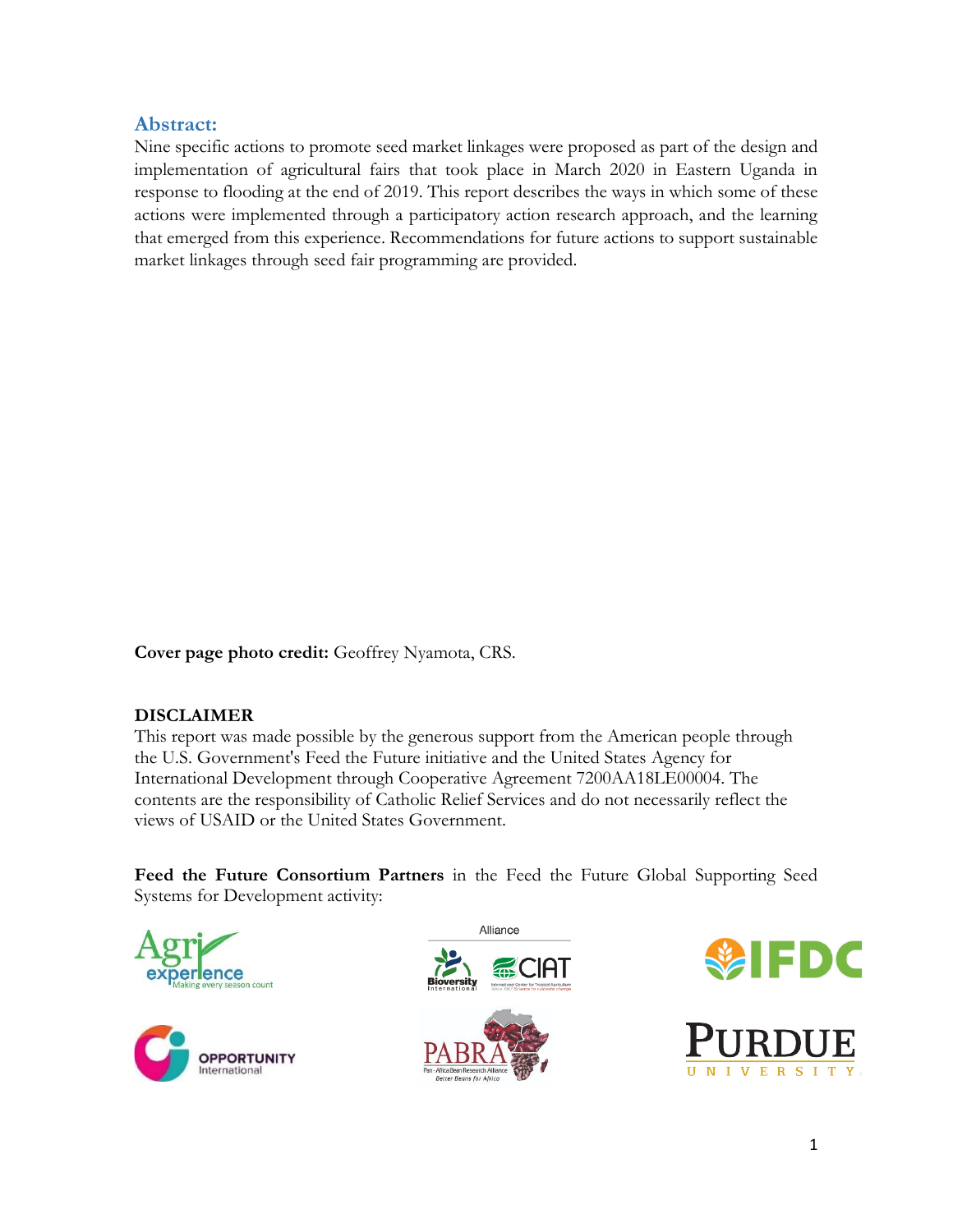## Abstract:

Nine specific actions to promote seed market linkages were proposed as part of the design and implementation of agricultural fairs that took place in March 2020 in Eastern Uganda in response to flooding at the end of 2019. This report describes the ways in which some of these actions were implemented through a participatory action research approach, and the learning that emerged from this experience. Recommendations for future actions to support sustainable market linkages through seed fair programming are provided.

**Cover page photo credit:** Geoffrey Nyamota, CRS.

**DISCLAIMER**

This report was made possible by the generous support from the American people through the U.S. Government's Feed the Future initiative and the United States Agency for International Development through Cooperative Agreement 7200AA18LE00004. The contents are the responsibility of Catholic Relief Services and do not necessarily reflect the views of USAID or the United States Government.

**Feed the Future Consortium Partners** in the Feed the Future Global Supporting Seed Systems for Development activity: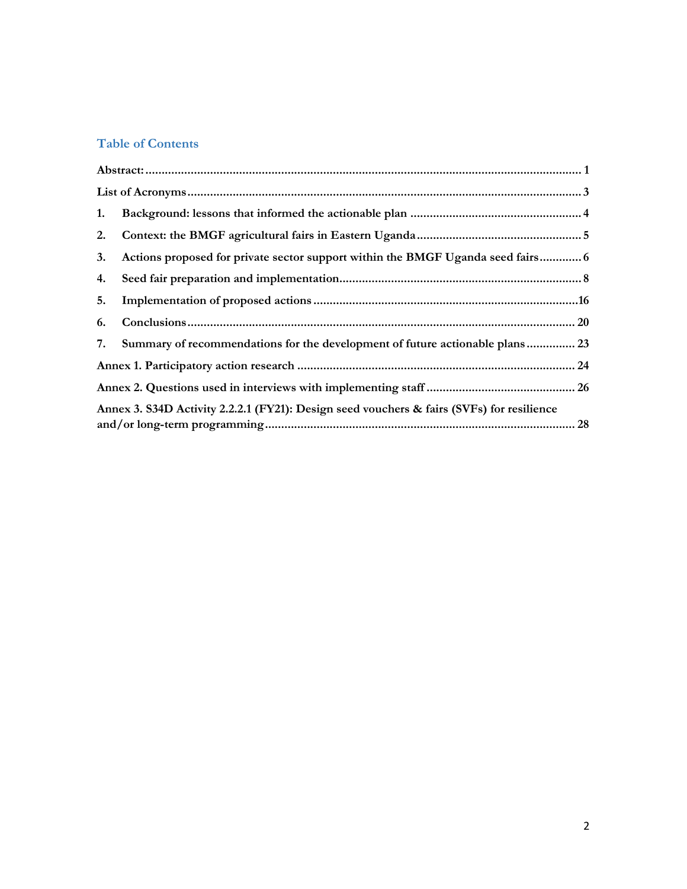## Table of Contents

**Abstract:** ..... 1

**List of Acronyms** ..... 3

1. **Background: lessons that informed the actionable plan** ..... 4
2. **Context: the BMGF agricultural fairs in Eastern Uganda** ..... 5
3. **Actions proposed for private sector support within the BMGF Uganda seed fairs** ..... 6
4. **Seed fair preparation and implementation** ..... 8
5. **Implementation of proposed actions** ..... 16
6. **Conclusions** ..... 20
7. **Summary of recommendations for the development of future actionable plans** ..... 23

**Annex 1. Participatory action research** ..... 24

**Annex 2. Questions used in interviews with implementing staff** ..... 26

**Annex 3. S34D Activity 2.2.2.1 (FY21): Design seed vouchers & fairs (SVFs) for resilience and/or long-term programming** ..... 28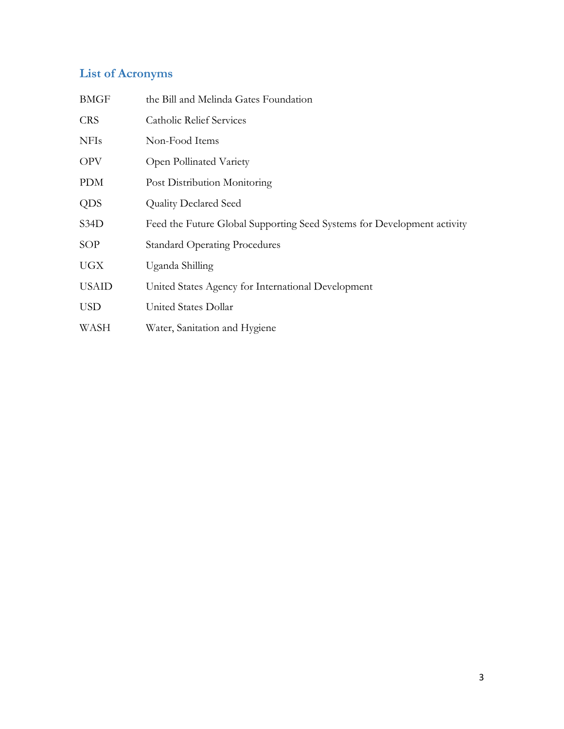## List of Acronyms

| | |
|---|---|
| BMGF | the Bill and Melinda Gates Foundation |
| CRS | Catholic Relief Services |
| NFIs | Non-Food Items |
| OPV | Open Pollinated Variety |
| PDM | Post Distribution Monitoring |
| QDS | Quality Declared Seed |
| S34D | Feed the Future Global Supporting Seed Systems for Development activity |
| SOP | Standard Operating Procedures |
| UGX | Uganda Shilling |
| USAID | United States Agency for International Development |
| USD | United States Dollar |
| WASH | Water, Sanitation and Hygiene |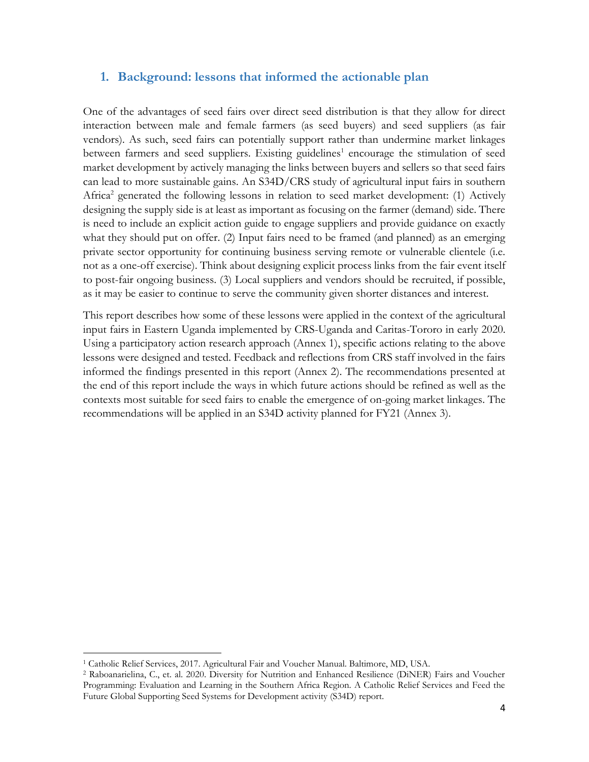## 1. Background: lessons that informed the actionable plan

One of the advantages of seed fairs over direct seed distribution is that they allow for direct interaction between male and female farmers (as seed buyers) and seed suppliers (as fair vendors). As such, seed fairs can potentially support rather than undermine market linkages between farmers and seed suppliers. Existing guidelines[1] encourage the stimulation of seed market development by actively managing the links between buyers and sellers so that seed fairs can lead to more sustainable gains. An S34D/CRS study of agricultural input fairs in southern Africa[2] generated the following lessons in relation to seed market development: (1) Actively designing the supply side is at least as important as focusing on the farmer (demand) side. There is need to include an explicit action guide to engage suppliers and provide guidance on exactly what they should put on offer. (2) Input fairs need to be framed (and planned) as an emerging private sector opportunity for continuing business serving remote or vulnerable clientele (i.e. not as a one-off exercise). Think about designing explicit process links from the fair event itself to post-fair ongoing business. (3) Local suppliers and vendors should be recruited, if possible, as it may be easier to continue to serve the community given shorter distances and interest.

This report describes how some of these lessons were applied in the context of the agricultural input fairs in Eastern Uganda implemented by CRS-Uganda and Caritas-Tororo in early 2020. Using a participatory action research approach (Annex 1), specific actions relating to the above lessons were designed and tested. Feedback and reflections from CRS staff involved in the fairs informed the findings presented in this report (Annex 2). The recommendations presented at the end of this report include the ways in which future actions should be refined as well as the contexts most suitable for seed fairs to enable the emergence of on-going market linkages. The recommendations will be applied in an S34D activity planned for FY21 (Annex 3).

---

[1] Catholic Relief Services, 2017. Agricultural Fair and Voucher Manual. Baltimore, MD, USA.

[2] Raboanarielina, C., et. al. 2020. Diversity for Nutrition and Enhanced Resilience (DiNER) Fairs and Voucher Programming: Evaluation and Learning in the Southern Africa Region. A Catholic Relief Services and Feed the Future Global Supporting Seed Systems for Development activity (S34D) report.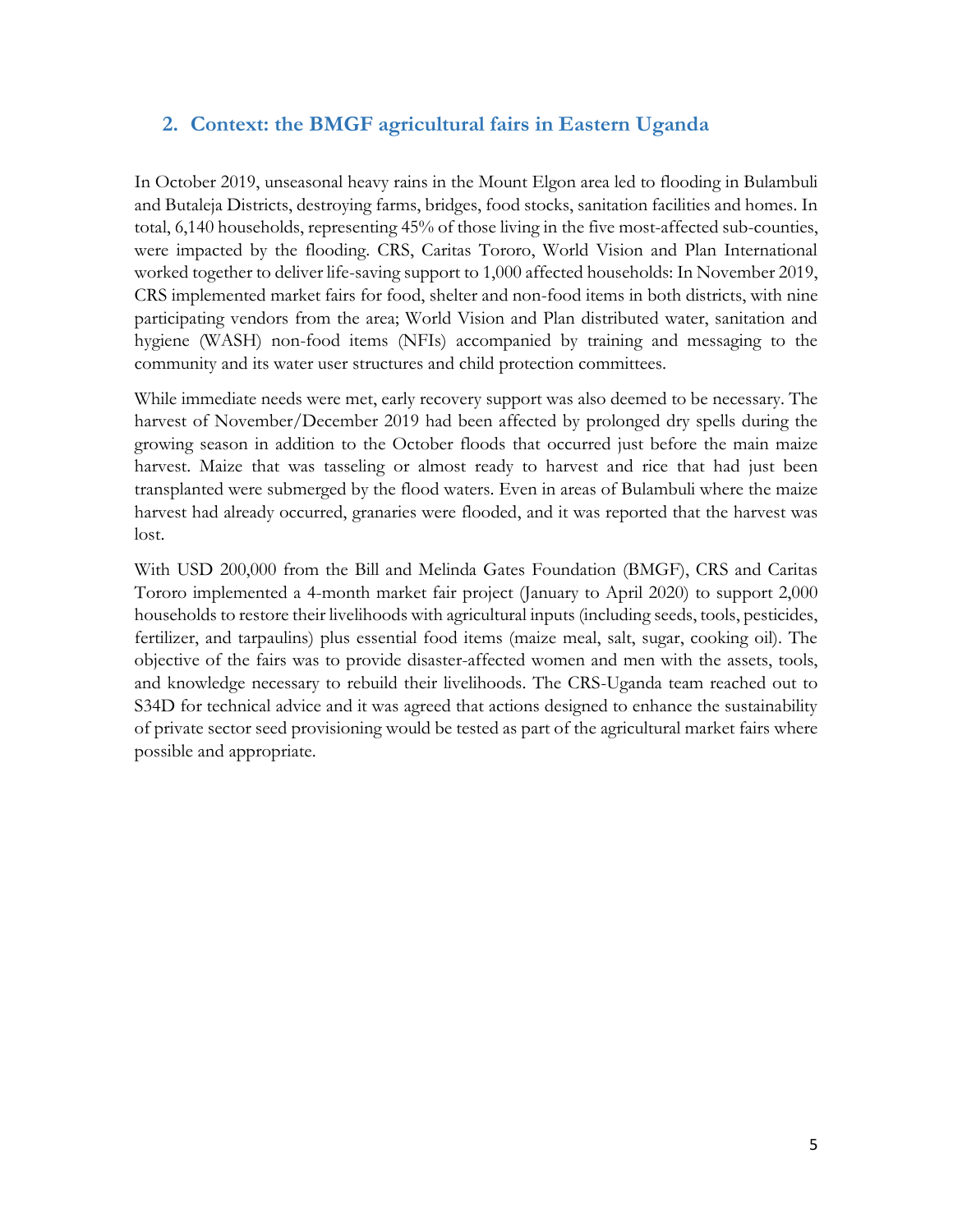## 2. Context: the BMGF agricultural fairs in Eastern Uganda

In October 2019, unseasonal heavy rains in the Mount Elgon area led to flooding in Bulambuli and Butaleja Districts, destroying farms, bridges, food stocks, sanitation facilities and homes. In total, 6,140 households, representing 45% of those living in the five most-affected sub-counties, were impacted by the flooding. CRS, Caritas Tororo, World Vision and Plan International worked together to deliver life-saving support to 1,000 affected households: In November 2019, CRS implemented market fairs for food, shelter and non-food items in both districts, with nine participating vendors from the area; World Vision and Plan distributed water, sanitation and hygiene (WASH) non-food items (NFIs) accompanied by training and messaging to the community and its water user structures and child protection committees.

While immediate needs were met, early recovery support was also deemed to be necessary. The harvest of November/December 2019 had been affected by prolonged dry spells during the growing season in addition to the October floods that occurred just before the main maize harvest. Maize that was tasseling or almost ready to harvest and rice that had just been transplanted were submerged by the flood waters. Even in areas of Bulambuli where the maize harvest had already occurred, granaries were flooded, and it was reported that the harvest was lost.

With USD 200,000 from the Bill and Melinda Gates Foundation (BMGF), CRS and Caritas Tororo implemented a 4-month market fair project (January to April 2020) to support 2,000 households to restore their livelihoods with agricultural inputs (including seeds, tools, pesticides, fertilizer, and tarpaulins) plus essential food items (maize meal, salt, sugar, cooking oil). The objective of the fairs was to provide disaster-affected women and men with the assets, tools, and knowledge necessary to rebuild their livelihoods. The CRS-Uganda team reached out to S34D for technical advice and it was agreed that actions designed to enhance the sustainability of private sector seed provisioning would be tested as part of the agricultural market fairs where possible and appropriate.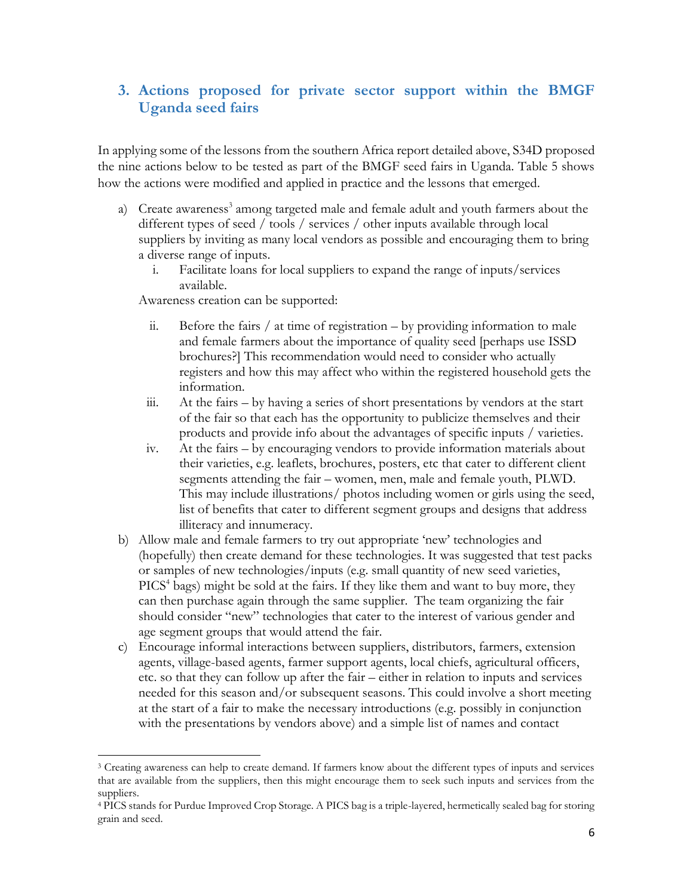## 3. Actions proposed for private sector support within the BMGF Uganda seed fairs

In applying some of the lessons from the southern Africa report detailed above, S34D proposed the nine actions below to be tested as part of the BMGF seed fairs in Uganda. Table 5 shows how the actions were modified and applied in practice and the lessons that emerged.

a) Create awareness[3] among targeted male and female adult and youth farmers about the different types of seed / tools / services / other inputs available through local suppliers by inviting as many local vendors as possible and encouraging them to bring a diverse range of inputs.
   i. Facilitate loans for local suppliers to expand the range of inputs/services available.

   Awareness creation can be supported:

   ii. Before the fairs / at time of registration – by providing information to male and female farmers about the importance of quality seed [perhaps use ISSD brochures?] This recommendation would need to consider who actually registers and how this may affect who within the registered household gets the information.
   iii. At the fairs – by having a series of short presentations by vendors at the start of the fair so that each has the opportunity to publicize themselves and their products and provide info about the advantages of specific inputs / varieties.
   iv. At the fairs – by encouraging vendors to provide information materials about their varieties, e.g. leaflets, brochures, posters, etc that cater to different client segments attending the fair – women, men, male and female youth, PLWD. This may include illustrations/ photos including women or girls using the seed, list of benefits that cater to different segment groups and designs that address illiteracy and innumeracy.

b) Allow male and female farmers to try out appropriate 'new' technologies and (hopefully) then create demand for these technologies. It was suggested that test packs or samples of new technologies/inputs (e.g. small quantity of new seed varieties, PICS[4] bags) might be sold at the fairs. If they like them and want to buy more, they can then purchase again through the same supplier. The team organizing the fair should consider "new" technologies that cater to the interest of various gender and age segment groups that would attend the fair.

c) Encourage informal interactions between suppliers, distributors, farmers, extension agents, village-based agents, farmer support agents, local chiefs, agricultural officers, etc. so that they can follow up after the fair – either in relation to inputs and services needed for this season and/or subsequent seasons. This could involve a short meeting at the start of a fair to make the necessary introductions (e.g. possibly in conjunction with the presentations by vendors above) and a simple list of names and contact

---

[3] Creating awareness can help to create demand. If farmers know about the different types of inputs and services that are available from the suppliers, then this might encourage them to seek such inputs and services from the suppliers.

[4] PICS stands for Purdue Improved Crop Storage. A PICS bag is a triple-layered, hermetically sealed bag for storing grain and seed.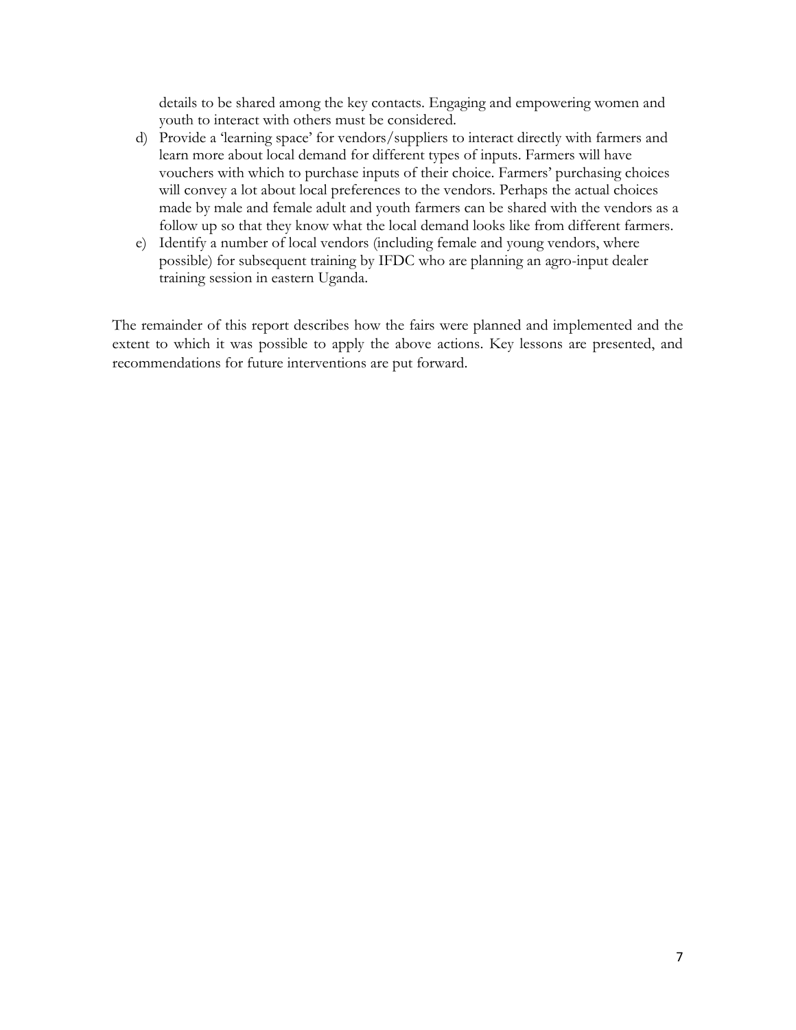details to be shared among the key contacts. Engaging and empowering women and youth to interact with others must be considered.

d) Provide a 'learning space' for vendors/suppliers to interact directly with farmers and learn more about local demand for different types of inputs. Farmers will have vouchers with which to purchase inputs of their choice. Farmers' purchasing choices will convey a lot about local preferences to the vendors. Perhaps the actual choices made by male and female adult and youth farmers can be shared with the vendors as a follow up so that they know what the local demand looks like from different farmers.

e) Identify a number of local vendors (including female and young vendors, where possible) for subsequent training by IFDC who are planning an agro-input dealer training session in eastern Uganda.

The remainder of this report describes how the fairs were planned and implemented and the extent to which it was possible to apply the above actions. Key lessons are presented, and recommendations for future interventions are put forward.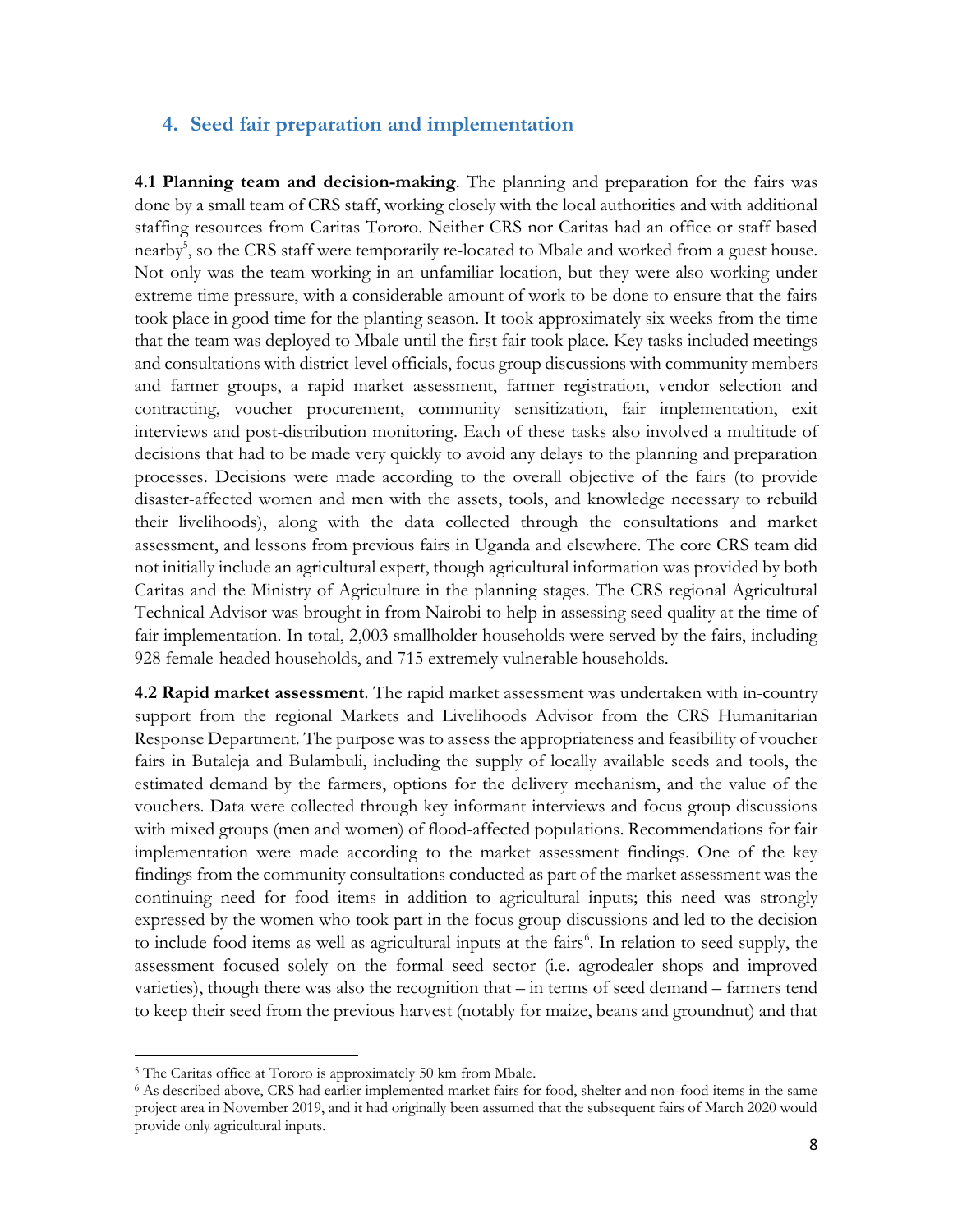## 4. Seed fair preparation and implementation

**4.1 Planning team and decision-making**. The planning and preparation for the fairs was done by a small team of CRS staff, working closely with the local authorities and with additional staffing resources from Caritas Tororo. Neither CRS nor Caritas had an office or staff based nearby[5], so the CRS staff were temporarily re-located to Mbale and worked from a guest house. Not only was the team working in an unfamiliar location, but they were also working under extreme time pressure, with a considerable amount of work to be done to ensure that the fairs took place in good time for the planting season. It took approximately six weeks from the time that the team was deployed to Mbale until the first fair took place. Key tasks included meetings and consultations with district-level officials, focus group discussions with community members and farmer groups, a rapid market assessment, farmer registration, vendor selection and contracting, voucher procurement, community sensitization, fair implementation, exit interviews and post-distribution monitoring. Each of these tasks also involved a multitude of decisions that had to be made very quickly to avoid any delays to the planning and preparation processes. Decisions were made according to the overall objective of the fairs (to provide disaster-affected women and men with the assets, tools, and knowledge necessary to rebuild their livelihoods), along with the data collected through the consultations and market assessment, and lessons from previous fairs in Uganda and elsewhere. The core CRS team did not initially include an agricultural expert, though agricultural information was provided by both Caritas and the Ministry of Agriculture in the planning stages. The CRS regional Agricultural Technical Advisor was brought in from Nairobi to help in assessing seed quality at the time of fair implementation. In total, 2,003 smallholder households were served by the fairs, including 928 female-headed households, and 715 extremely vulnerable households.

**4.2 Rapid market assessment**. The rapid market assessment was undertaken with in-country support from the regional Markets and Livelihoods Advisor from the CRS Humanitarian Response Department. The purpose was to assess the appropriateness and feasibility of voucher fairs in Butaleja and Bulambuli, including the supply of locally available seeds and tools, the estimated demand by the farmers, options for the delivery mechanism, and the value of the vouchers. Data were collected through key informant interviews and focus group discussions with mixed groups (men and women) of flood-affected populations. Recommendations for fair implementation were made according to the market assessment findings. One of the key findings from the community consultations conducted as part of the market assessment was the continuing need for food items in addition to agricultural inputs; this need was strongly expressed by the women who took part in the focus group discussions and led to the decision to include food items as well as agricultural inputs at the fairs[6]. In relation to seed supply, the assessment focused solely on the formal seed sector (i.e. agrodealer shops and improved varieties), though there was also the recognition that – in terms of seed demand – farmers tend to keep their seed from the previous harvest (notably for maize, beans and groundnut) and that

---

[5] The Caritas office at Tororo is approximately 50 km from Mbale.

[6] As described above, CRS had earlier implemented market fairs for food, shelter and non-food items in the same project area in November 2019, and it had originally been assumed that the subsequent fairs of March 2020 would provide only agricultural inputs.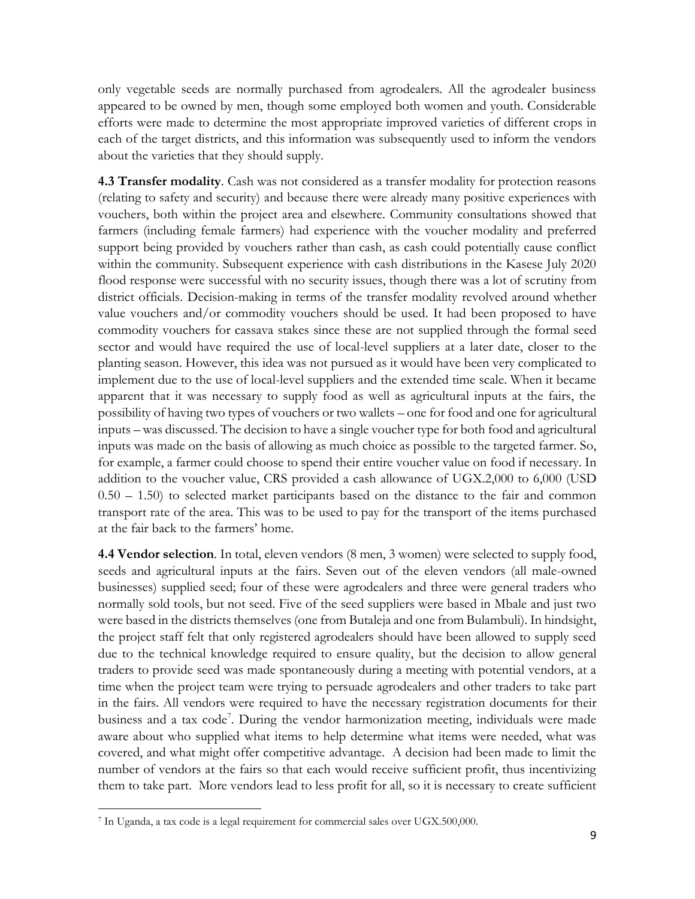only vegetable seeds are normally purchased from agrodealers. All the agrodealer business appeared to be owned by men, though some employed both women and youth. Considerable efforts were made to determine the most appropriate improved varieties of different crops in each of the target districts, and this information was subsequently used to inform the vendors about the varieties that they should supply.

**4.3 Transfer modality**. Cash was not considered as a transfer modality for protection reasons (relating to safety and security) and because there were already many positive experiences with vouchers, both within the project area and elsewhere. Community consultations showed that farmers (including female farmers) had experience with the voucher modality and preferred support being provided by vouchers rather than cash, as cash could potentially cause conflict within the community. Subsequent experience with cash distributions in the Kasese July 2020 flood response were successful with no security issues, though there was a lot of scrutiny from district officials. Decision-making in terms of the transfer modality revolved around whether value vouchers and/or commodity vouchers should be used. It had been proposed to have commodity vouchers for cassava stakes since these are not supplied through the formal seed sector and would have required the use of local-level suppliers at a later date, closer to the planting season. However, this idea was not pursued as it would have been very complicated to implement due to the use of local-level suppliers and the extended time scale. When it became apparent that it was necessary to supply food as well as agricultural inputs at the fairs, the possibility of having two types of vouchers or two wallets – one for food and one for agricultural inputs – was discussed. The decision to have a single voucher type for both food and agricultural inputs was made on the basis of allowing as much choice as possible to the targeted farmer. So, for example, a farmer could choose to spend their entire voucher value on food if necessary. In addition to the voucher value, CRS provided a cash allowance of UGX.2,000 to 6,000 (USD 0.50 – 1.50) to selected market participants based on the distance to the fair and common transport rate of the area. This was to be used to pay for the transport of the items purchased at the fair back to the farmers' home.

**4.4 Vendor selection**. In total, eleven vendors (8 men, 3 women) were selected to supply food, seeds and agricultural inputs at the fairs. Seven out of the eleven vendors (all male-owned businesses) supplied seed; four of these were agrodealers and three were general traders who normally sold tools, but not seed. Five of the seed suppliers were based in Mbale and just two were based in the districts themselves (one from Butaleja and one from Bulambuli). In hindsight, the project staff felt that only registered agrodealers should have been allowed to supply seed due to the technical knowledge required to ensure quality, but the decision to allow general traders to provide seed was made spontaneously during a meeting with potential vendors, at a time when the project team were trying to persuade agrodealers and other traders to take part in the fairs. All vendors were required to have the necessary registration documents for their business and a tax code[7]. During the vendor harmonization meeting, individuals were made aware about who supplied what items to help determine what items were needed, what was covered, and what might offer competitive advantage. A decision had been made to limit the number of vendors at the fairs so that each would receive sufficient profit, thus incentivizing them to take part. More vendors lead to less profit for all, so it is necessary to create sufficient

[7] In Uganda, a tax code is a legal requirement for commercial sales over UGX.500,000.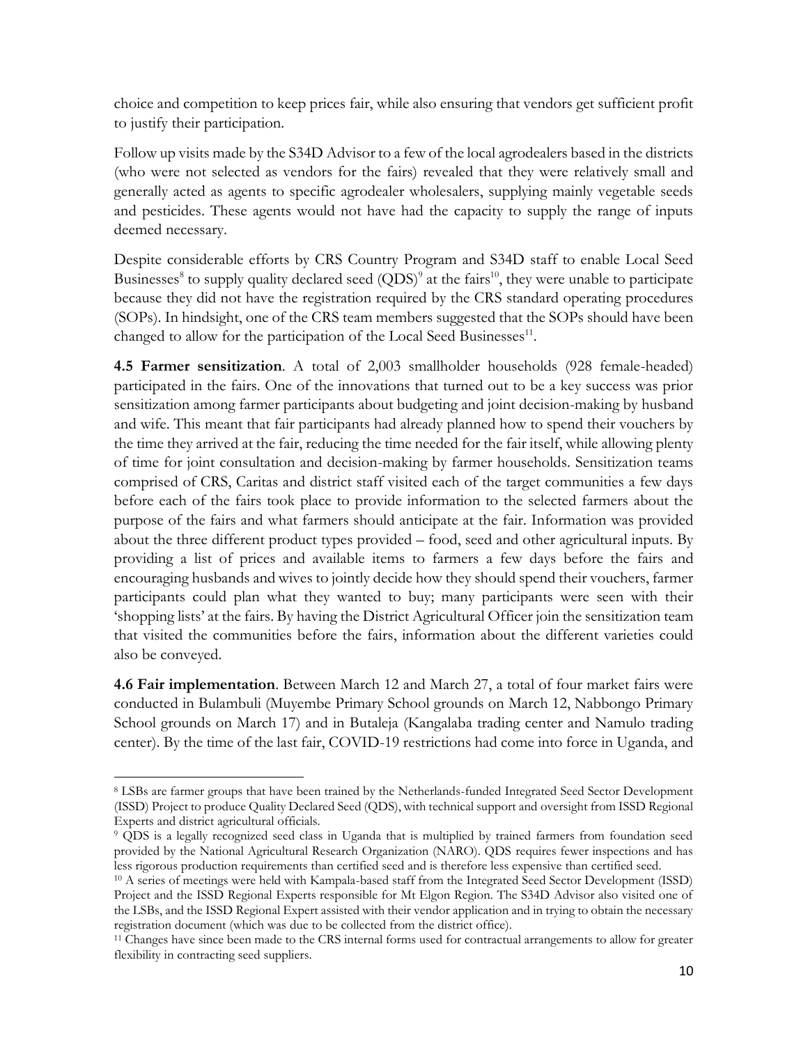choice and competition to keep prices fair, while also ensuring that vendors get sufficient profit to justify their participation.

Follow up visits made by the S34D Advisor to a few of the local agrodealers based in the districts (who were not selected as vendors for the fairs) revealed that they were relatively small and generally acted as agents to specific agrodealer wholesalers, supplying mainly vegetable seeds and pesticides. These agents would not have had the capacity to supply the range of inputs deemed necessary.

Despite considerable efforts by CRS Country Program and S34D staff to enable Local Seed Businesses[8] to supply quality declared seed (QDS)[9] at the fairs[10], they were unable to participate because they did not have the registration required by the CRS standard operating procedures (SOPs). In hindsight, one of the CRS team members suggested that the SOPs should have been changed to allow for the participation of the Local Seed Businesses[11].

**4.5 Farmer sensitization**. A total of 2,003 smallholder households (928 female-headed) participated in the fairs. One of the innovations that turned out to be a key success was prior sensitization among farmer participants about budgeting and joint decision-making by husband and wife. This meant that fair participants had already planned how to spend their vouchers by the time they arrived at the fair, reducing the time needed for the fair itself, while allowing plenty of time for joint consultation and decision-making by farmer households. Sensitization teams comprised of CRS, Caritas and district staff visited each of the target communities a few days before each of the fairs took place to provide information to the selected farmers about the purpose of the fairs and what farmers should anticipate at the fair. Information was provided about the three different product types provided – food, seed and other agricultural inputs. By providing a list of prices and available items to farmers a few days before the fairs and encouraging husbands and wives to jointly decide how they should spend their vouchers, farmer participants could plan what they wanted to buy; many participants were seen with their 'shopping lists' at the fairs. By having the District Agricultural Officer join the sensitization team that visited the communities before the fairs, information about the different varieties could also be conveyed.

**4.6 Fair implementation**. Between March 12 and March 27, a total of four market fairs were conducted in Bulambuli (Muyembe Primary School grounds on March 12, Nabbongo Primary School grounds on March 17) and in Butaleja (Kangalaba trading center and Namulo trading center). By the time of the last fair, COVID-19 restrictions had come into force in Uganda, and

---

[8] LSBs are farmer groups that have been trained by the Netherlands-funded Integrated Seed Sector Development (ISSD) Project to produce Quality Declared Seed (QDS), with technical support and oversight from ISSD Regional Experts and district agricultural officials.

[9] QDS is a legally recognized seed class in Uganda that is multiplied by trained farmers from foundation seed provided by the National Agricultural Research Organization (NARO). QDS requires fewer inspections and has less rigorous production requirements than certified seed and is therefore less expensive than certified seed.

[10] A series of meetings were held with Kampala-based staff from the Integrated Seed Sector Development (ISSD) Project and the ISSD Regional Experts responsible for Mt Elgon Region. The S34D Advisor also visited one of the LSBs, and the ISSD Regional Expert assisted with their vendor application and in trying to obtain the necessary registration document (which was due to be collected from the district office).

[11] Changes have since been made to the CRS internal forms used for contractual arrangements to allow for greater flexibility in contracting seed suppliers.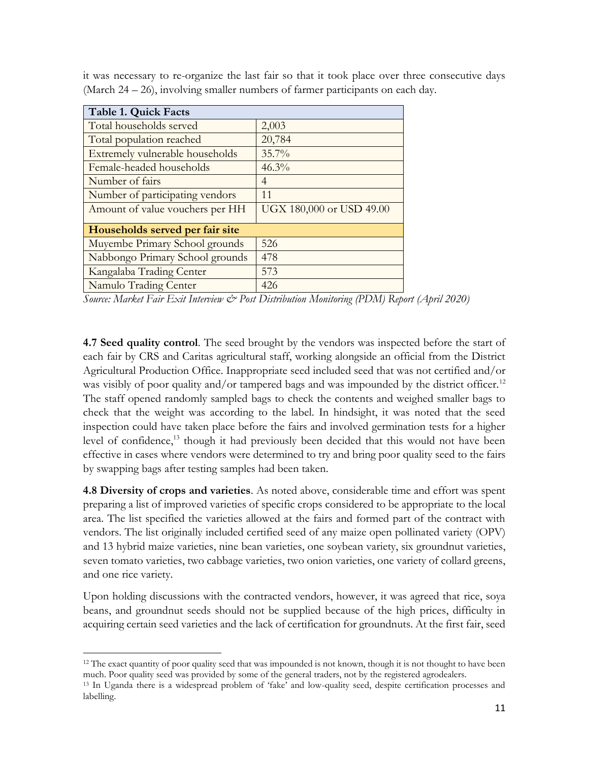it was necessary to re-organize the last fair so that it took place over three consecutive days (March 24 – 26), involving smaller numbers of farmer participants on each day.

| **Table 1. Quick Facts** | |
|---|---|
| Total households served | 2,003 |
| Total population reached | 20,784 |
| Extremely vulnerable households | 35.7% |
| Female-headed households | 46.3% |
| Number of fairs | 4 |
| Number of participating vendors | 11 |
| Amount of value vouchers per HH | UGX 180,000 or USD 49.00 |
| **Households served per fair site** | |
| Muyembe Primary School grounds | 526 |
| Nabbongo Primary School grounds | 478 |
| Kangalaba Trading Center | 573 |
| Namulo Trading Center | 426 |

*Source: Market Fair Exit Interview & Post Distribution Monitoring (PDM) Report (April 2020)*

**4.7 Seed quality control**. The seed brought by the vendors was inspected before the start of each fair by CRS and Caritas agricultural staff, working alongside an official from the District Agricultural Production Office. Inappropriate seed included seed that was not certified and/or was visibly of poor quality and/or tampered bags and was impounded by the district officer.[12] The staff opened randomly sampled bags to check the contents and weighed smaller bags to check that the weight was according to the label. In hindsight, it was noted that the seed inspection could have taken place before the fairs and involved germination tests for a higher level of confidence,[13] though it had previously been decided that this would not have been effective in cases where vendors were determined to try and bring poor quality seed to the fairs by swapping bags after testing samples had been taken.

**4.8 Diversity of crops and varieties**. As noted above, considerable time and effort was spent preparing a list of improved varieties of specific crops considered to be appropriate to the local area. The list specified the varieties allowed at the fairs and formed part of the contract with vendors. The list originally included certified seed of any maize open pollinated variety (OPV) and 13 hybrid maize varieties, nine bean varieties, one soybean variety, six groundnut varieties, seven tomato varieties, two cabbage varieties, two onion varieties, one variety of collard greens, and one rice variety.

Upon holding discussions with the contracted vendors, however, it was agreed that rice, soya beans, and groundnut seeds should not be supplied because of the high prices, difficulty in acquiring certain seed varieties and the lack of certification for groundnuts. At the first fair, seed

[12] The exact quantity of poor quality seed that was impounded is not known, though it is not thought to have been much. Poor quality seed was provided by some of the general traders, not by the registered agrodealers.

[13] In Uganda there is a widespread problem of 'fake' and low-quality seed, despite certification processes and labelling.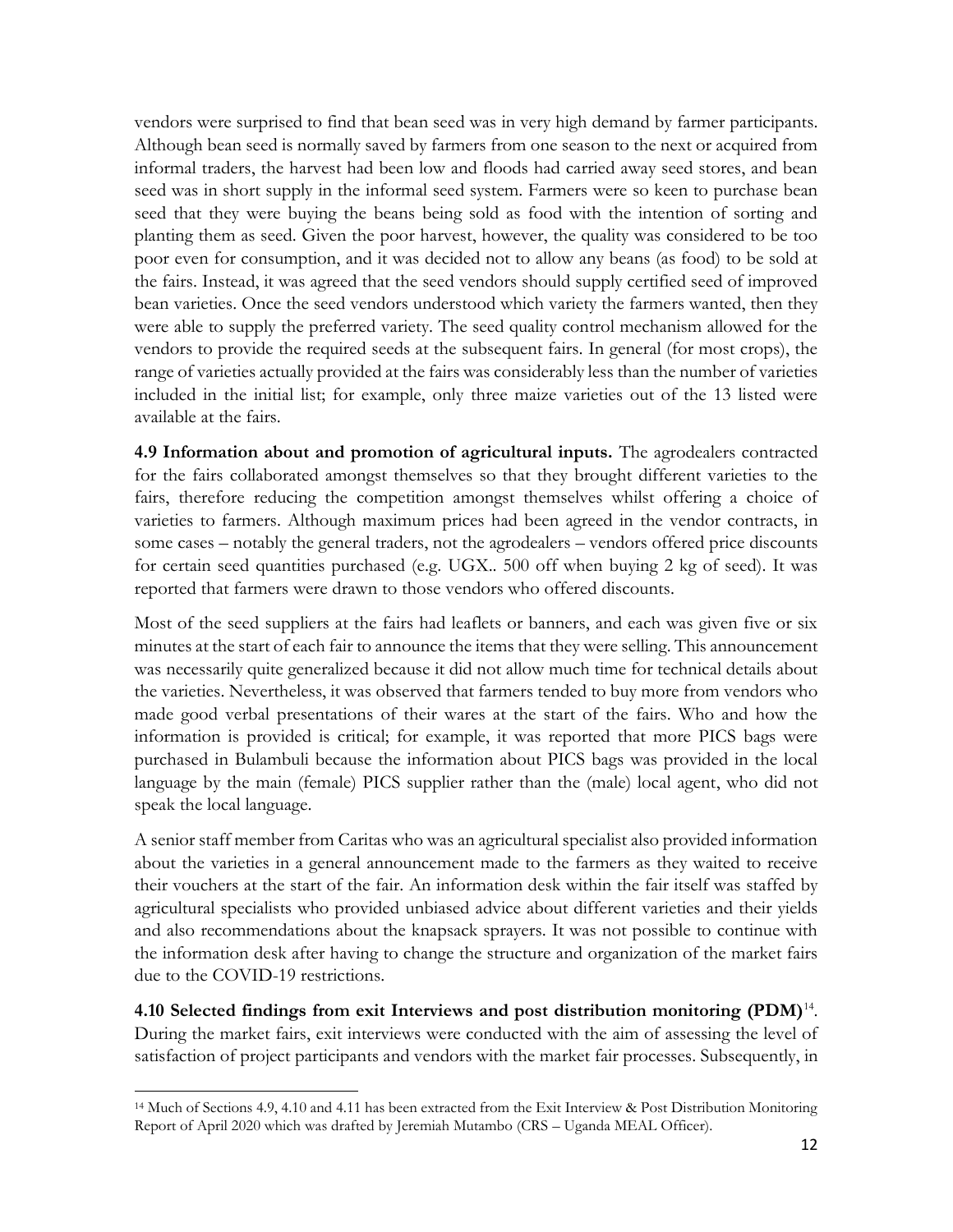vendors were surprised to find that bean seed was in very high demand by farmer participants. Although bean seed is normally saved by farmers from one season to the next or acquired from informal traders, the harvest had been low and floods had carried away seed stores, and bean seed was in short supply in the informal seed system. Farmers were so keen to purchase bean seed that they were buying the beans being sold as food with the intention of sorting and planting them as seed. Given the poor harvest, however, the quality was considered to be too poor even for consumption, and it was decided not to allow any beans (as food) to be sold at the fairs. Instead, it was agreed that the seed vendors should supply certified seed of improved bean varieties. Once the seed vendors understood which variety the farmers wanted, then they were able to supply the preferred variety. The seed quality control mechanism allowed for the vendors to provide the required seeds at the subsequent fairs. In general (for most crops), the range of varieties actually provided at the fairs was considerably less than the number of varieties included in the initial list; for example, only three maize varieties out of the 13 listed were available at the fairs.

**4.9 Information about and promotion of agricultural inputs.** The agrodealers contracted for the fairs collaborated amongst themselves so that they brought different varieties to the fairs, therefore reducing the competition amongst themselves whilst offering a choice of varieties to farmers. Although maximum prices had been agreed in the vendor contracts, in some cases – notably the general traders, not the agrodealers – vendors offered price discounts for certain seed quantities purchased (e.g. UGX.. 500 off when buying 2 kg of seed). It was reported that farmers were drawn to those vendors who offered discounts.

Most of the seed suppliers at the fairs had leaflets or banners, and each was given five or six minutes at the start of each fair to announce the items that they were selling. This announcement was necessarily quite generalized because it did not allow much time for technical details about the varieties. Nevertheless, it was observed that farmers tended to buy more from vendors who made good verbal presentations of their wares at the start of the fairs. Who and how the information is provided is critical; for example, it was reported that more PICS bags were purchased in Bulambuli because the information about PICS bags was provided in the local language by the main (female) PICS supplier rather than the (male) local agent, who did not speak the local language.

A senior staff member from Caritas who was an agricultural specialist also provided information about the varieties in a general announcement made to the farmers as they waited to receive their vouchers at the start of the fair. An information desk within the fair itself was staffed by agricultural specialists who provided unbiased advice about different varieties and their yields and also recommendations about the knapsack sprayers. It was not possible to continue with the information desk after having to change the structure and organization of the market fairs due to the COVID-19 restrictions.

**4.10 Selected findings from exit Interviews and post distribution monitoring (PDM)**[14]. During the market fairs, exit interviews were conducted with the aim of assessing the level of satisfaction of project participants and vendors with the market fair processes. Subsequently, in

[14] Much of Sections 4.9, 4.10 and 4.11 has been extracted from the Exit Interview & Post Distribution Monitoring Report of April 2020 which was drafted by Jeremiah Mutambo (CRS – Uganda MEAL Officer).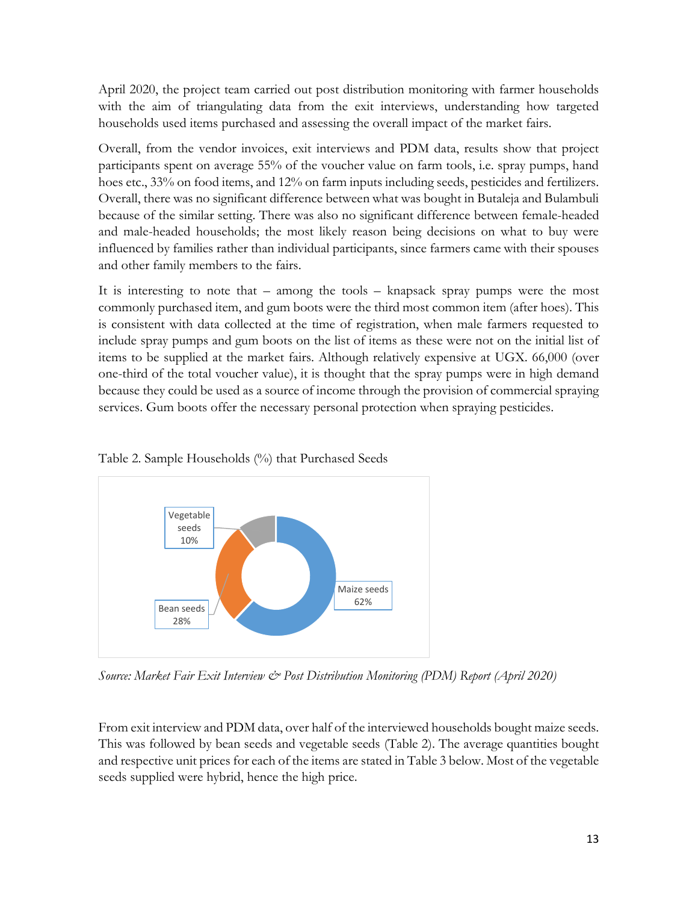April 2020, the project team carried out post distribution monitoring with farmer households with the aim of triangulating data from the exit interviews, understanding how targeted households used items purchased and assessing the overall impact of the market fairs.

Overall, from the vendor invoices, exit interviews and PDM data, results show that project participants spent on average 55% of the voucher value on farm tools, i.e. spray pumps, hand hoes etc., 33% on food items, and 12% on farm inputs including seeds, pesticides and fertilizers. Overall, there was no significant difference between what was bought in Butaleja and Bulambuli because of the similar setting. There was also no significant difference between female-headed and male-headed households; the most likely reason being decisions on what to buy were influenced by families rather than individual participants, since farmers came with their spouses and other family members to the fairs.

It is interesting to note that – among the tools – knapsack spray pumps were the most commonly purchased item, and gum boots were the third most common item (after hoes). This is consistent with data collected at the time of registration, when male farmers requested to include spray pumps and gum boots on the list of items as these were not on the initial list of items to be supplied at the market fairs. Although relatively expensive at UGX. 66,000 (over one-third of the total voucher value), it is thought that the spray pumps were in high demand because they could be used as a source of income through the provision of commercial spraying services. Gum boots offer the necessary personal protection when spraying pesticides.

Table 2. Sample Households (%) that Purchased Seeds

| Seed type | % |
|---|---|
| Maize seeds | 62% |
| Bean seeds | 28% |
| Vegetable seeds | 10% |

*Source: Market Fair Exit Interview & Post Distribution Monitoring (PDM) Report (April 2020)*

From exit interview and PDM data, over half of the interviewed households bought maize seeds. This was followed by bean seeds and vegetable seeds (Table 2). The average quantities bought and respective unit prices for each of the items are stated in Table 3 below. Most of the vegetable seeds supplied were hybrid, hence the high price.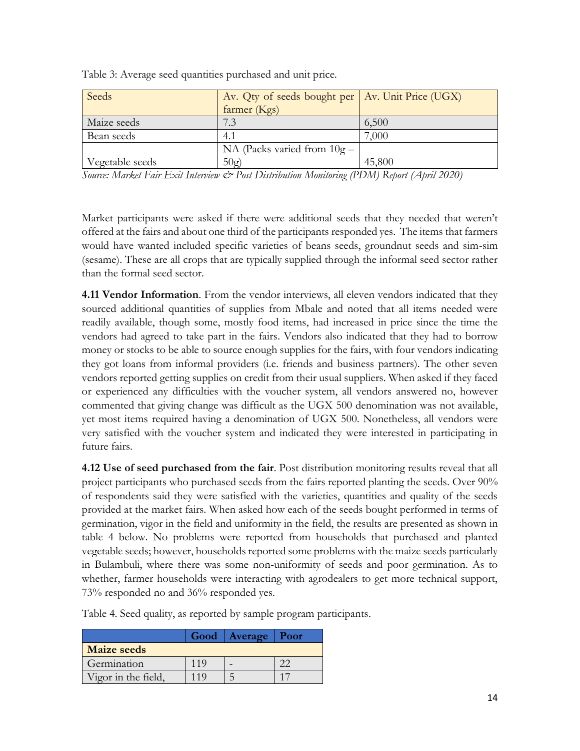Table 3: Average seed quantities purchased and unit price.

| Seeds | Av. Qty of seeds bought per farmer (Kgs) | Av. Unit Price (UGX) |
|---|---|---|
| Maize seeds | 7.3 | 6,500 |
| Bean seeds | 4.1 | 7,000 |
| Vegetable seeds | NA (Packs varied from 10g – 50g) | 45,800 |

*Source: Market Fair Exit Interview & Post Distribution Monitoring (PDM) Report (April 2020)*

Market participants were asked if there were additional seeds that they needed that weren't offered at the fairs and about one third of the participants responded yes. The items that farmers would have wanted included specific varieties of beans seeds, groundnut seeds and sim-sim (sesame). These are all crops that are typically supplied through the informal seed sector rather than the formal seed sector.

**4.11 Vendor Information**. From the vendor interviews, all eleven vendors indicated that they sourced additional quantities of supplies from Mbale and noted that all items needed were readily available, though some, mostly food items, had increased in price since the time the vendors had agreed to take part in the fairs. Vendors also indicated that they had to borrow money or stocks to be able to source enough supplies for the fairs, with four vendors indicating they got loans from informal providers (i.e. friends and business partners). The other seven vendors reported getting supplies on credit from their usual suppliers. When asked if they faced or experienced any difficulties with the voucher system, all vendors answered no, however commented that giving change was difficult as the UGX 500 denomination was not available, yet most items required having a denomination of UGX 500. Nonetheless, all vendors were very satisfied with the voucher system and indicated they were interested in participating in future fairs.

**4.12 Use of seed purchased from the fair**. Post distribution monitoring results reveal that all project participants who purchased seeds from the fairs reported planting the seeds. Over 90% of respondents said they were satisfied with the varieties, quantities and quality of the seeds provided at the market fairs. When asked how each of the seeds bought performed in terms of germination, vigor in the field and uniformity in the field, the results are presented as shown in table 4 below. No problems were reported from households that purchased and planted vegetable seeds; however, households reported some problems with the maize seeds particularly in Bulambuli, where there was some non-uniformity of seeds and poor germination. As to whether, farmer households were interacting with agrodealers to get more technical support, 73% responded no and 36% responded yes.

Table 4. Seed quality, as reported by sample program participants.

| | Good | Average | Poor |
|---|---|---|---|
| **Maize seeds** | | | |
| Germination | 119 | - | 22 |
| Vigor in the field, | 119 | 5 | 17 |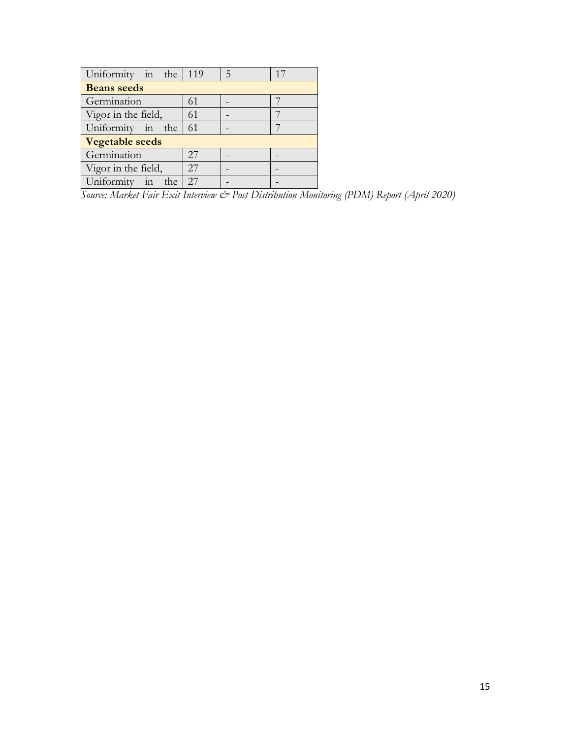| | | | |
|---|---|---|---|
| Uniformity in the | 119 | 5 | 17 |
| **Beans seeds** | | | |
| Germination | 61 | - | 7 |
| Vigor in the field, | 61 | - | 7 |
| Uniformity in the | 61 | - | 7 |
| **Vegetable seeds** | | | |
| Germination | 27 | - | - |
| Vigor in the field, | 27 | - | - |
| Uniformity in the | 27 | - | - |

*Source: Market Fair Exit Interview & Post Distribution Monitoring (PDM) Report (April 2020)*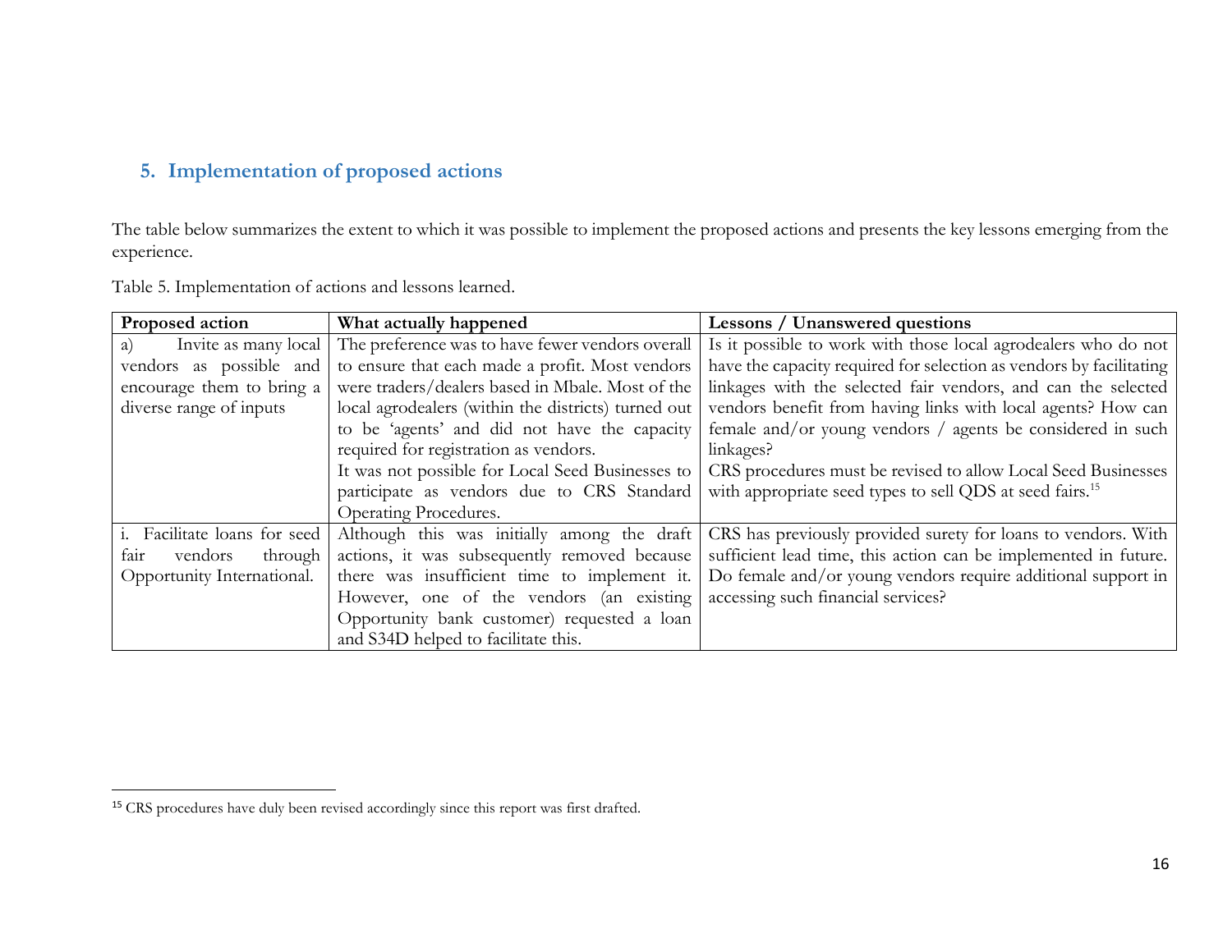## 5. Implementation of proposed actions

The table below summarizes the extent to which it was possible to implement the proposed actions and presents the key lessons emerging from the experience.

Table 5. Implementation of actions and lessons learned.

| Proposed action | What actually happened | Lessons / Unanswered questions |
|---|---|---|
| a) Invite as many local vendors as possible and encourage them to bring a diverse range of inputs | The preference was to have fewer vendors overall to ensure that each made a profit. Most vendors were traders/dealers based in Mbale. Most of the local agrodealers (within the districts) turned out to be 'agents' and did not have the capacity required for registration as vendors.<br>It was not possible for Local Seed Businesses to participate as vendors due to CRS Standard Operating Procedures. | Is it possible to work with those local agrodealers who do not have the capacity required for selection as vendors by facilitating linkages with the selected fair vendors, and can the selected vendors benefit from having links with local agents? How can female and/or young vendors / agents be considered in such linkages?<br>CRS procedures must be revised to allow Local Seed Businesses with appropriate seed types to sell QDS at seed fairs.[15] |
| i. Facilitate loans for seed fair vendors through Opportunity International. | Although this was initially among the draft actions, it was subsequently removed because there was insufficient time to implement it. However, one of the vendors (an existing Opportunity bank customer) requested a loan and S34D helped to facilitate this. | CRS has previously provided surety for loans to vendors. With sufficient lead time, this action can be implemented in future. Do female and/or young vendors require additional support in accessing such financial services? |

[15] CRS procedures have duly been revised accordingly since this report was first drafted.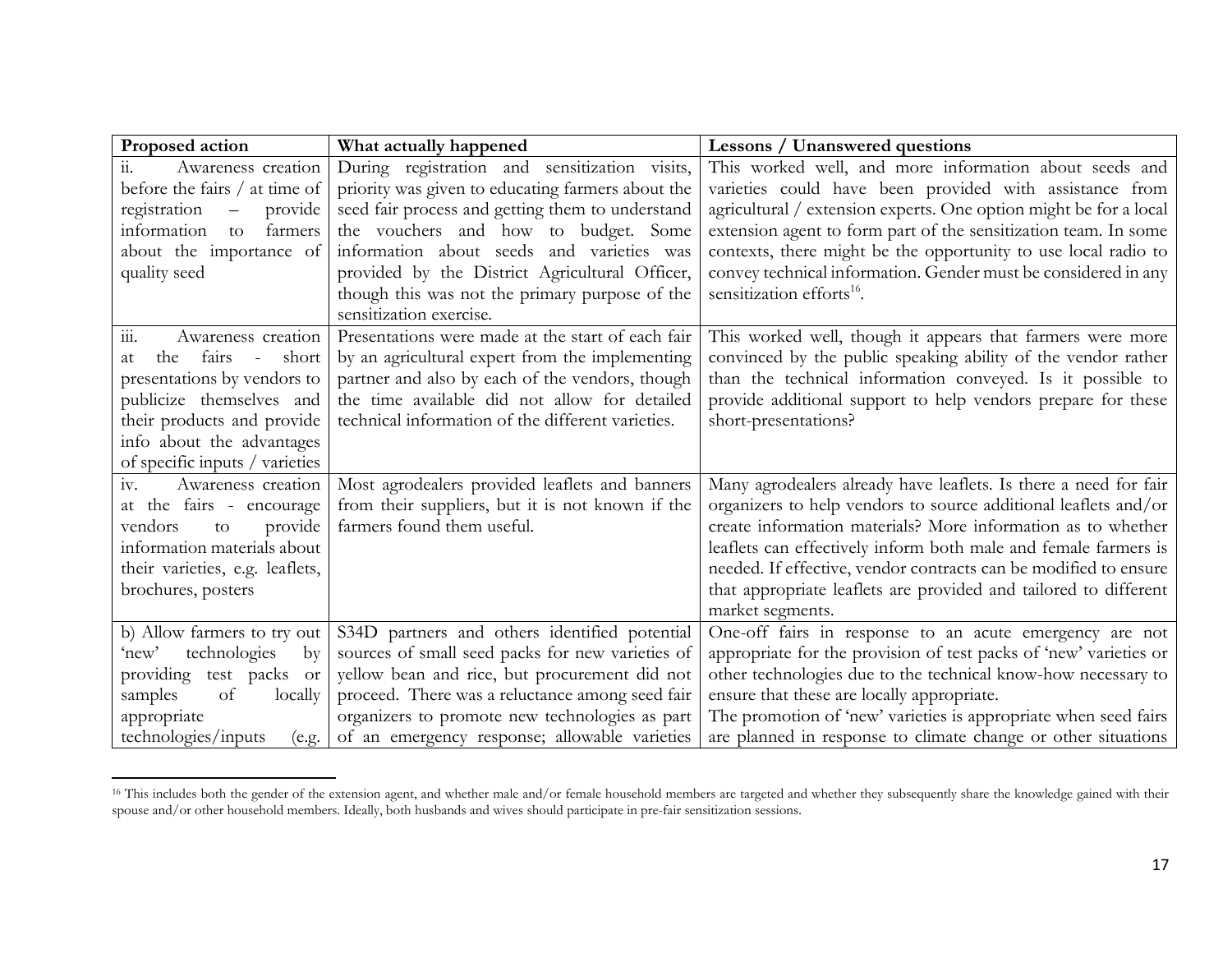| Proposed action | What actually happened | Lessons / Unanswered questions |
| --- | --- | --- |
| ii. Awareness creation before the fairs / at time of registration – provide information to farmers about the importance of quality seed | During registration and sensitization visits, priority was given to educating farmers about the seed fair process and getting them to understand the vouchers and how to budget. Some information about seeds and varieties was provided by the District Agricultural Officer, though this was not the primary purpose of the sensitization exercise. | This worked well, and more information about seeds and varieties could have been provided with assistance from agricultural / extension experts. One option might be for a local extension agent to form part of the sensitization team. In some contexts, there might be the opportunity to use local radio to convey technical information. Gender must be considered in any sensitization efforts[16]. |
| iii. Awareness creation at the fairs - short presentations by vendors to publicize themselves and their products and provide info about the advantages of specific inputs / varieties | Presentations were made at the start of each fair by an agricultural expert from the implementing partner and also by each of the vendors, though the time available did not allow for detailed technical information of the different varieties. | This worked well, though it appears that farmers were more convinced by the public speaking ability of the vendor rather than the technical information conveyed. Is it possible to provide additional support to help vendors prepare for these short-presentations? |
| iv. Awareness creation at the fairs - encourage vendors to provide information materials about their varieties, e.g. leaflets, brochures, posters | Most agrodealers provided leaflets and banners from their suppliers, but it is not known if the farmers found them useful. | Many agrodealers already have leaflets. Is there a need for fair organizers to help vendors to source additional leaflets and/or create information materials? More information as to whether leaflets can effectively inform both male and female farmers is needed. If effective, vendor contracts can be modified to ensure that appropriate leaflets are provided and tailored to different market segments. |
| b) Allow farmers to try out 'new' technologies by providing test packs or samples of locally appropriate technologies/inputs (e.g. | S34D partners and others identified potential sources of small seed packs for new varieties of yellow bean and rice, but procurement did not proceed. There was a reluctance among seed fair organizers to promote new technologies as part of an emergency response; allowable varieties | One-off fairs in response to an acute emergency are not appropriate for the provision of test packs of 'new' varieties or other technologies due to the technical know-how necessary to ensure that these are locally appropriate.<br>The promotion of 'new' varieties is appropriate when seed fairs are planned in response to climate change or other situations |

[16] This includes both the gender of the extension agent, and whether male and/or female household members are targeted and whether they subsequently share the knowledge gained with their spouse and/or other household members. Ideally, both husbands and wives should participate in pre-fair sensitization sessions.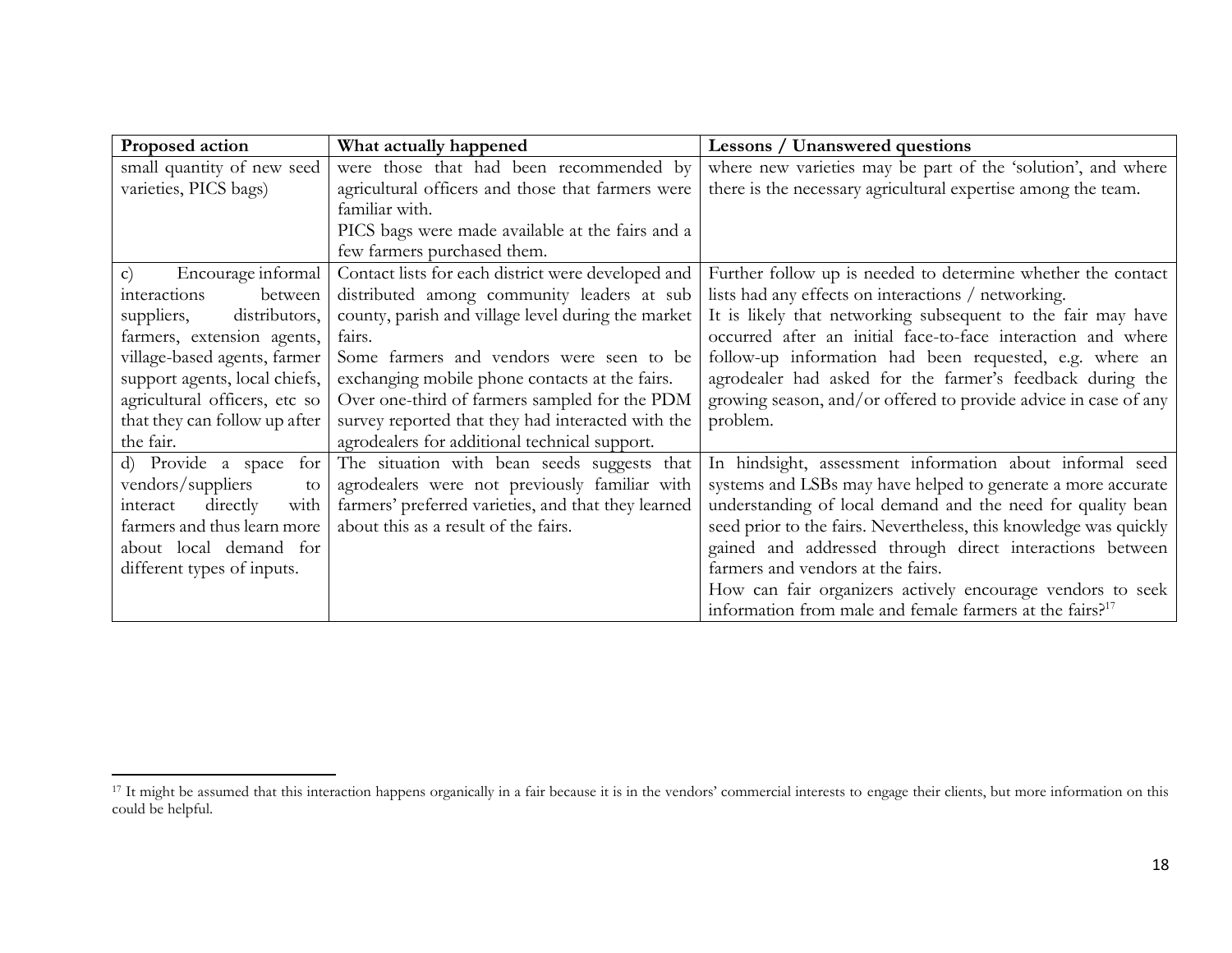| Proposed action | What actually happened | Lessons / Unanswered questions |
|---|---|---|
| small quantity of new seed varieties, PICS bags) | were those that had been recommended by agricultural officers and those that farmers were familiar with. PICS bags were made available at the fairs and a few farmers purchased them. | where new varieties may be part of the 'solution', and where there is the necessary agricultural expertise among the team. |
| c) Encourage informal interactions between suppliers, distributors, farmers, extension agents, village-based agents, farmer support agents, local chiefs, agricultural officers, etc so that they can follow up after the fair. | Contact lists for each district were developed and distributed among community leaders at sub county, parish and village level during the market fairs. Some farmers and vendors were seen to be exchanging mobile phone contacts at the fairs. Over one-third of farmers sampled for the PDM survey reported that they had interacted with the agrodealers for additional technical support. | Further follow up is needed to determine whether the contact lists had any effects on interactions / networking. It is likely that networking subsequent to the fair may have occurred after an initial face-to-face interaction and where follow-up information had been requested, e.g. where an agrodealer had asked for the farmer's feedback during the growing season, and/or offered to provide advice in case of any problem. |
| d) Provide a space for vendors/suppliers to interact directly with farmers and thus learn more about local demand for different types of inputs. | The situation with bean seeds suggests that agrodealers were not previously familiar with farmers' preferred varieties, and that they learned about this as a result of the fairs. | In hindsight, assessment information about informal seed systems and LSBs may have helped to generate a more accurate understanding of local demand and the need for quality bean seed prior to the fairs. Nevertheless, this knowledge was quickly gained and addressed through direct interactions between farmers and vendors at the fairs. How can fair organizers actively encourage vendors to seek information from male and female farmers at the fairs?[17] |

[17] It might be assumed that this interaction happens organically in a fair because it is in the vendors' commercial interests to engage their clients, but more information on this could be helpful.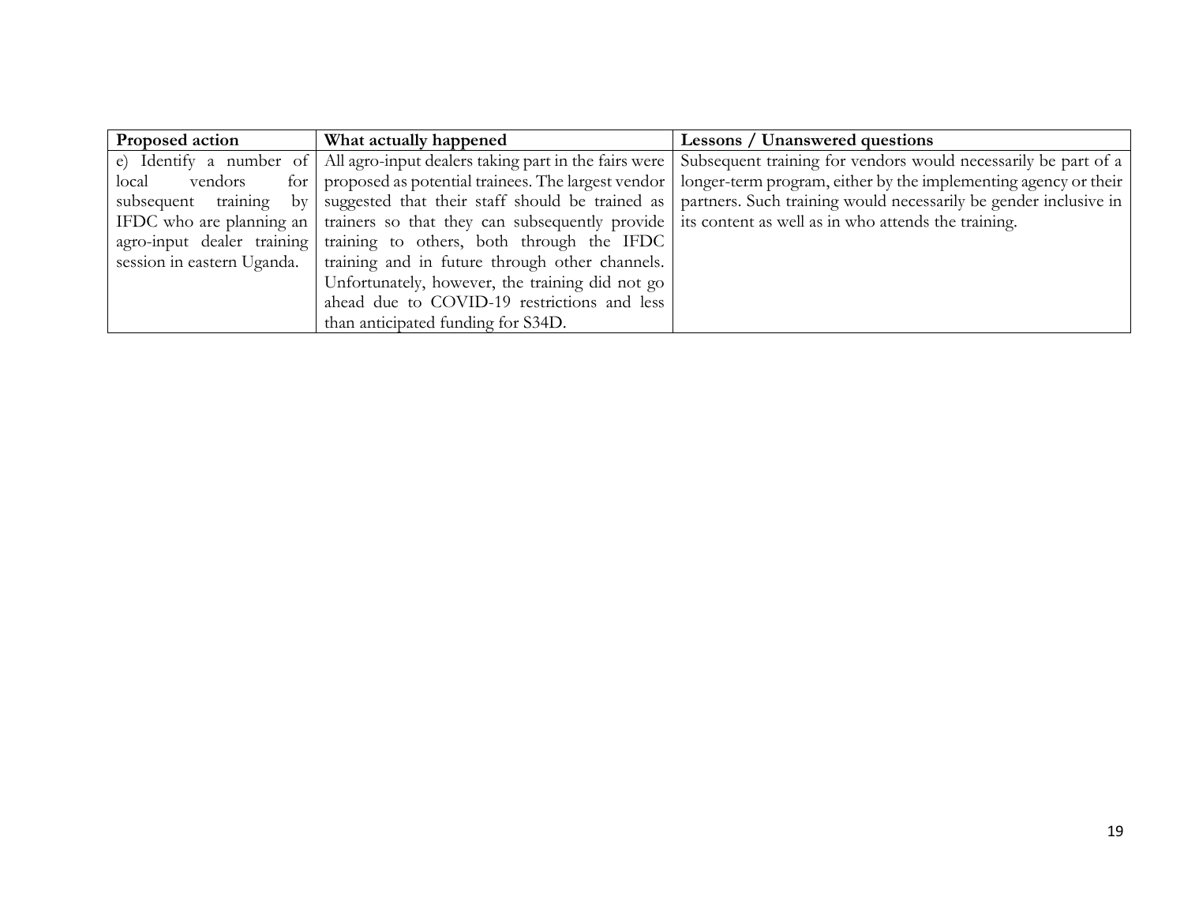| Proposed action | What actually happened | Lessons / Unanswered questions |
|---|---|---|
| e) Identify a number of local vendors for subsequent training by IFDC who are planning an agro-input dealer training session in eastern Uganda. | All agro-input dealers taking part in the fairs were proposed as potential trainees. The largest vendor suggested that their staff should be trained as trainers so that they can subsequently provide training to others, both through the IFDC training and in future through other channels. Unfortunately, however, the training did not go ahead due to COVID-19 restrictions and less than anticipated funding for S34D. | Subsequent training for vendors would necessarily be part of a longer-term program, either by the implementing agency or their partners. Such training would necessarily be gender inclusive in its content as well as in who attends the training. |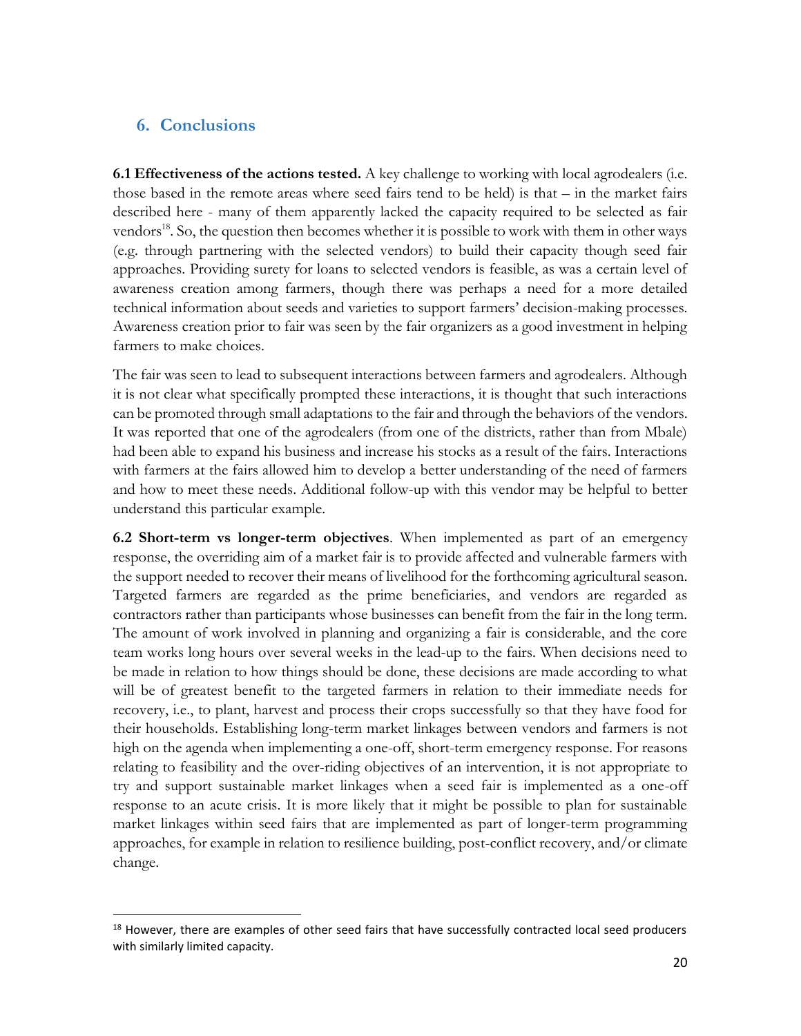## 6. Conclusions

**6.1 Effectiveness of the actions tested.** A key challenge to working with local agrodealers (i.e. those based in the remote areas where seed fairs tend to be held) is that – in the market fairs described here - many of them apparently lacked the capacity required to be selected as fair vendors[18]. So, the question then becomes whether it is possible to work with them in other ways (e.g. through partnering with the selected vendors) to build their capacity though seed fair approaches. Providing surety for loans to selected vendors is feasible, as was a certain level of awareness creation among farmers, though there was perhaps a need for a more detailed technical information about seeds and varieties to support farmers' decision-making processes. Awareness creation prior to fair was seen by the fair organizers as a good investment in helping farmers to make choices.

The fair was seen to lead to subsequent interactions between farmers and agrodealers. Although it is not clear what specifically prompted these interactions, it is thought that such interactions can be promoted through small adaptations to the fair and through the behaviors of the vendors. It was reported that one of the agrodealers (from one of the districts, rather than from Mbale) had been able to expand his business and increase his stocks as a result of the fairs. Interactions with farmers at the fairs allowed him to develop a better understanding of the need of farmers and how to meet these needs. Additional follow-up with this vendor may be helpful to better understand this particular example.

**6.2 Short-term vs longer-term objectives**. When implemented as part of an emergency response, the overriding aim of a market fair is to provide affected and vulnerable farmers with the support needed to recover their means of livelihood for the forthcoming agricultural season. Targeted farmers are regarded as the prime beneficiaries, and vendors are regarded as contractors rather than participants whose businesses can benefit from the fair in the long term. The amount of work involved in planning and organizing a fair is considerable, and the core team works long hours over several weeks in the lead-up to the fairs. When decisions need to be made in relation to how things should be done, these decisions are made according to what will be of greatest benefit to the targeted farmers in relation to their immediate needs for recovery, i.e., to plant, harvest and process their crops successfully so that they have food for their households. Establishing long-term market linkages between vendors and farmers is not high on the agenda when implementing a one-off, short-term emergency response. For reasons relating to feasibility and the over-riding objectives of an intervention, it is not appropriate to try and support sustainable market linkages when a seed fair is implemented as a one-off response to an acute crisis. It is more likely that it might be possible to plan for sustainable market linkages within seed fairs that are implemented as part of longer-term programming approaches, for example in relation to resilience building, post-conflict recovery, and/or climate change.

---

[18] However, there are examples of other seed fairs that have successfully contracted local seed producers with similarly limited capacity.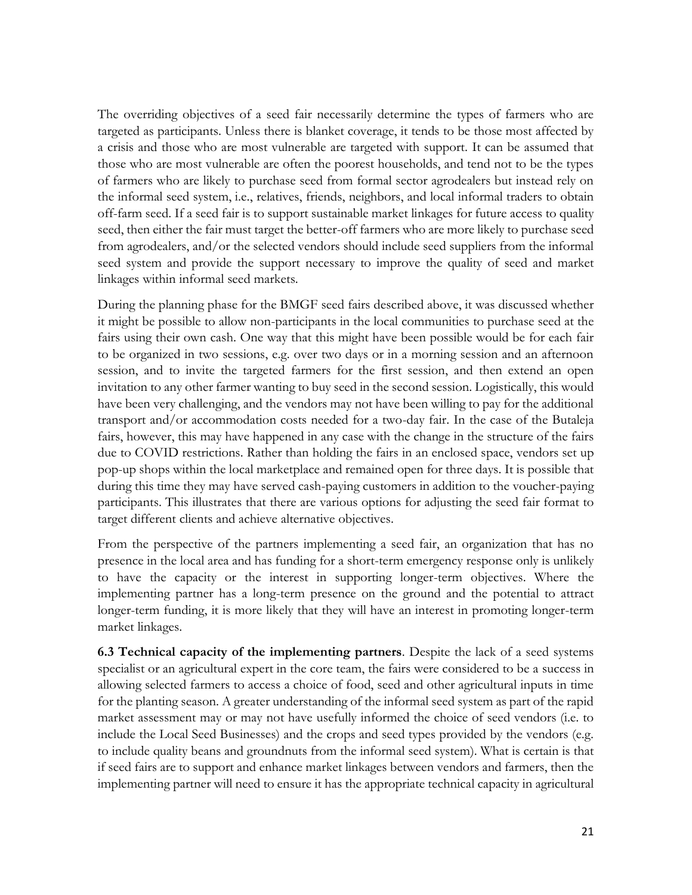The overriding objectives of a seed fair necessarily determine the types of farmers who are targeted as participants. Unless there is blanket coverage, it tends to be those most affected by a crisis and those who are most vulnerable are targeted with support. It can be assumed that those who are most vulnerable are often the poorest households, and tend not to be the types of farmers who are likely to purchase seed from formal sector agrodealers but instead rely on the informal seed system, i.e., relatives, friends, neighbors, and local informal traders to obtain off-farm seed. If a seed fair is to support sustainable market linkages for future access to quality seed, then either the fair must target the better-off farmers who are more likely to purchase seed from agrodealers, and/or the selected vendors should include seed suppliers from the informal seed system and provide the support necessary to improve the quality of seed and market linkages within informal seed markets.

During the planning phase for the BMGF seed fairs described above, it was discussed whether it might be possible to allow non-participants in the local communities to purchase seed at the fairs using their own cash. One way that this might have been possible would be for each fair to be organized in two sessions, e.g. over two days or in a morning session and an afternoon session, and to invite the targeted farmers for the first session, and then extend an open invitation to any other farmer wanting to buy seed in the second session. Logistically, this would have been very challenging, and the vendors may not have been willing to pay for the additional transport and/or accommodation costs needed for a two-day fair. In the case of the Butaleja fairs, however, this may have happened in any case with the change in the structure of the fairs due to COVID restrictions. Rather than holding the fairs in an enclosed space, vendors set up pop-up shops within the local marketplace and remained open for three days. It is possible that during this time they may have served cash-paying customers in addition to the voucher-paying participants. This illustrates that there are various options for adjusting the seed fair format to target different clients and achieve alternative objectives.

From the perspective of the partners implementing a seed fair, an organization that has no presence in the local area and has funding for a short-term emergency response only is unlikely to have the capacity or the interest in supporting longer-term objectives. Where the implementing partner has a long-term presence on the ground and the potential to attract longer-term funding, it is more likely that they will have an interest in promoting longer-term market linkages.

**6.3 Technical capacity of the implementing partners**. Despite the lack of a seed systems specialist or an agricultural expert in the core team, the fairs were considered to be a success in allowing selected farmers to access a choice of food, seed and other agricultural inputs in time for the planting season. A greater understanding of the informal seed system as part of the rapid market assessment may or may not have usefully informed the choice of seed vendors (i.e. to include the Local Seed Businesses) and the crops and seed types provided by the vendors (e.g. to include quality beans and groundnuts from the informal seed system). What is certain is that if seed fairs are to support and enhance market linkages between vendors and farmers, then the implementing partner will need to ensure it has the appropriate technical capacity in agricultural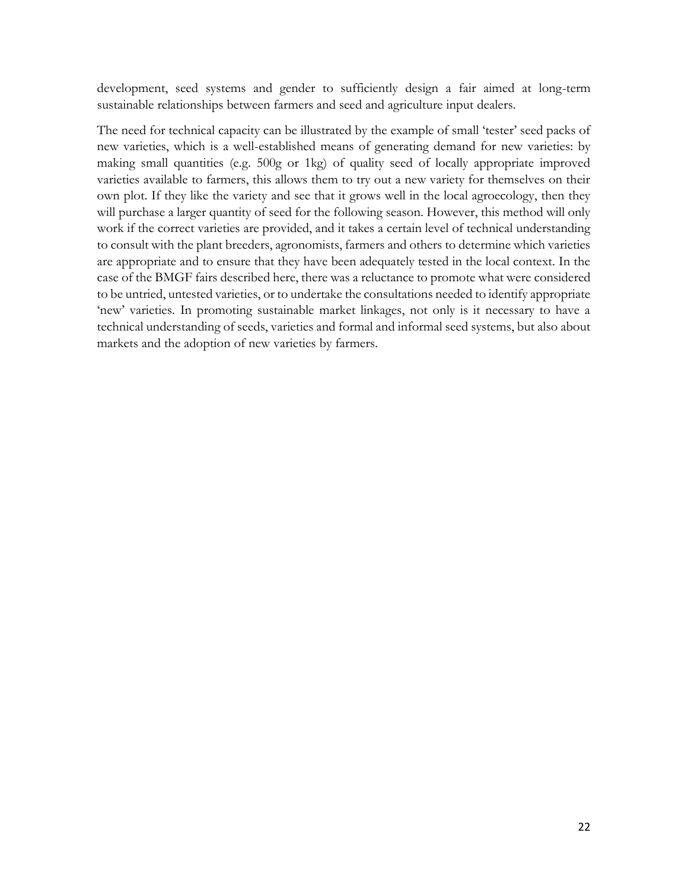development, seed systems and gender to sufficiently design a fair aimed at long-term sustainable relationships between farmers and seed and agriculture input dealers.

The need for technical capacity can be illustrated by the example of small 'tester' seed packs of new varieties, which is a well-established means of generating demand for new varieties: by making small quantities (e.g. 500g or 1kg) of quality seed of locally appropriate improved varieties available to farmers, this allows them to try out a new variety for themselves on their own plot. If they like the variety and see that it grows well in the local agroecology, then they will purchase a larger quantity of seed for the following season. However, this method will only work if the correct varieties are provided, and it takes a certain level of technical understanding to consult with the plant breeders, agronomists, farmers and others to determine which varieties are appropriate and to ensure that they have been adequately tested in the local context. In the case of the BMGF fairs described here, there was a reluctance to promote what were considered to be untried, untested varieties, or to undertake the consultations needed to identify appropriate 'new' varieties. In promoting sustainable market linkages, not only is it necessary to have a technical understanding of seeds, varieties and formal and informal seed systems, but also about markets and the adoption of new varieties by farmers.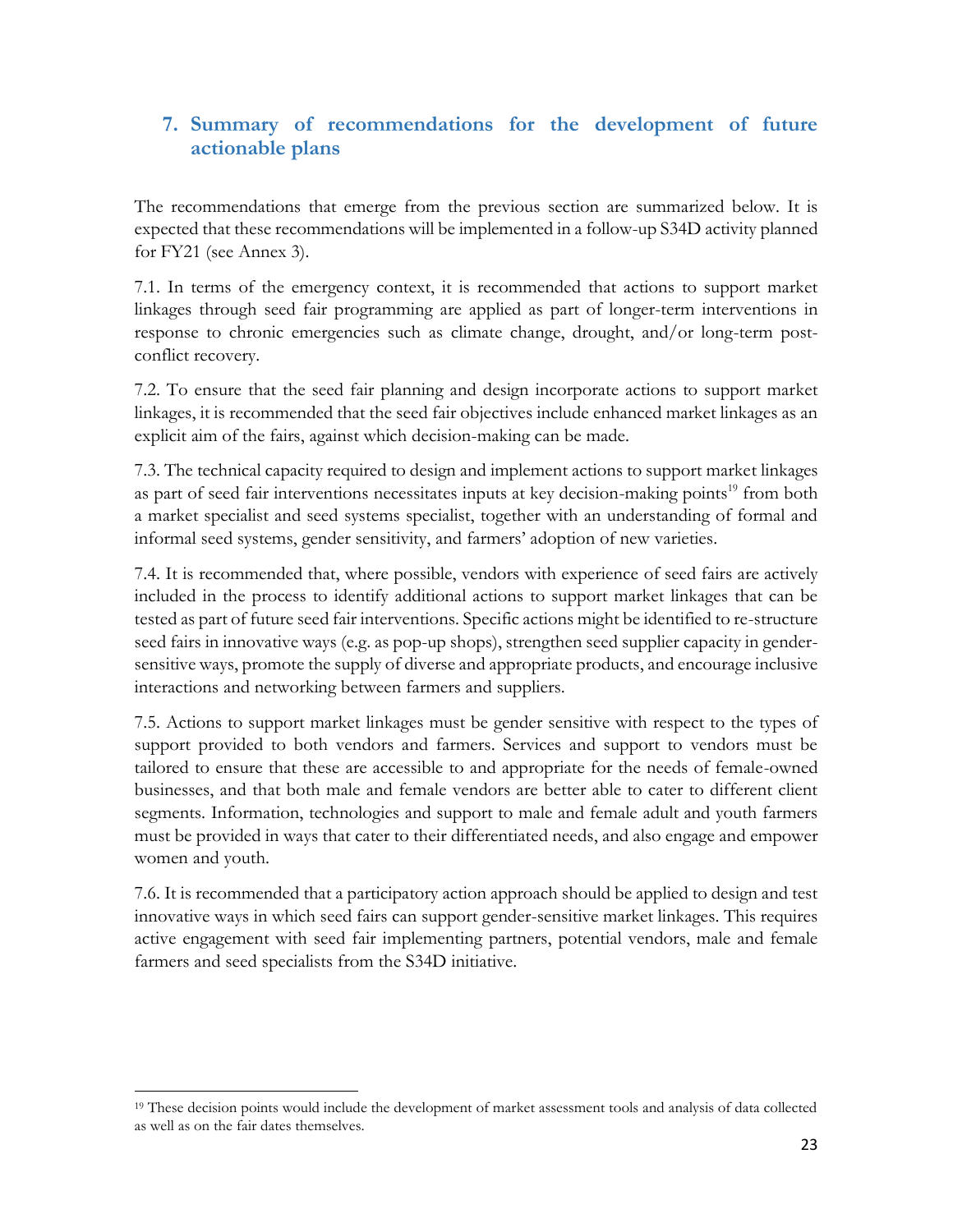## 7. Summary of recommendations for the development of future actionable plans

The recommendations that emerge from the previous section are summarized below. It is expected that these recommendations will be implemented in a follow-up S34D activity planned for FY21 (see Annex 3).

7.1. In terms of the emergency context, it is recommended that actions to support market linkages through seed fair programming are applied as part of longer-term interventions in response to chronic emergencies such as climate change, drought, and/or long-term post-conflict recovery.

7.2. To ensure that the seed fair planning and design incorporate actions to support market linkages, it is recommended that the seed fair objectives include enhanced market linkages as an explicit aim of the fairs, against which decision-making can be made.

7.3. The technical capacity required to design and implement actions to support market linkages as part of seed fair interventions necessitates inputs at key decision-making points[19] from both a market specialist and seed systems specialist, together with an understanding of formal and informal seed systems, gender sensitivity, and farmers' adoption of new varieties.

7.4. It is recommended that, where possible, vendors with experience of seed fairs are actively included in the process to identify additional actions to support market linkages that can be tested as part of future seed fair interventions. Specific actions might be identified to re-structure seed fairs in innovative ways (e.g. as pop-up shops), strengthen seed supplier capacity in gender-sensitive ways, promote the supply of diverse and appropriate products, and encourage inclusive interactions and networking between farmers and suppliers.

7.5. Actions to support market linkages must be gender sensitive with respect to the types of support provided to both vendors and farmers. Services and support to vendors must be tailored to ensure that these are accessible to and appropriate for the needs of female-owned businesses, and that both male and female vendors are better able to cater to different client segments. Information, technologies and support to male and female adult and youth farmers must be provided in ways that cater to their differentiated needs, and also engage and empower women and youth.

7.6. It is recommended that a participatory action approach should be applied to design and test innovative ways in which seed fairs can support gender-sensitive market linkages. This requires active engagement with seed fair implementing partners, potential vendors, male and female farmers and seed specialists from the S34D initiative.

---

[19] These decision points would include the development of market assessment tools and analysis of data collected as well as on the fair dates themselves.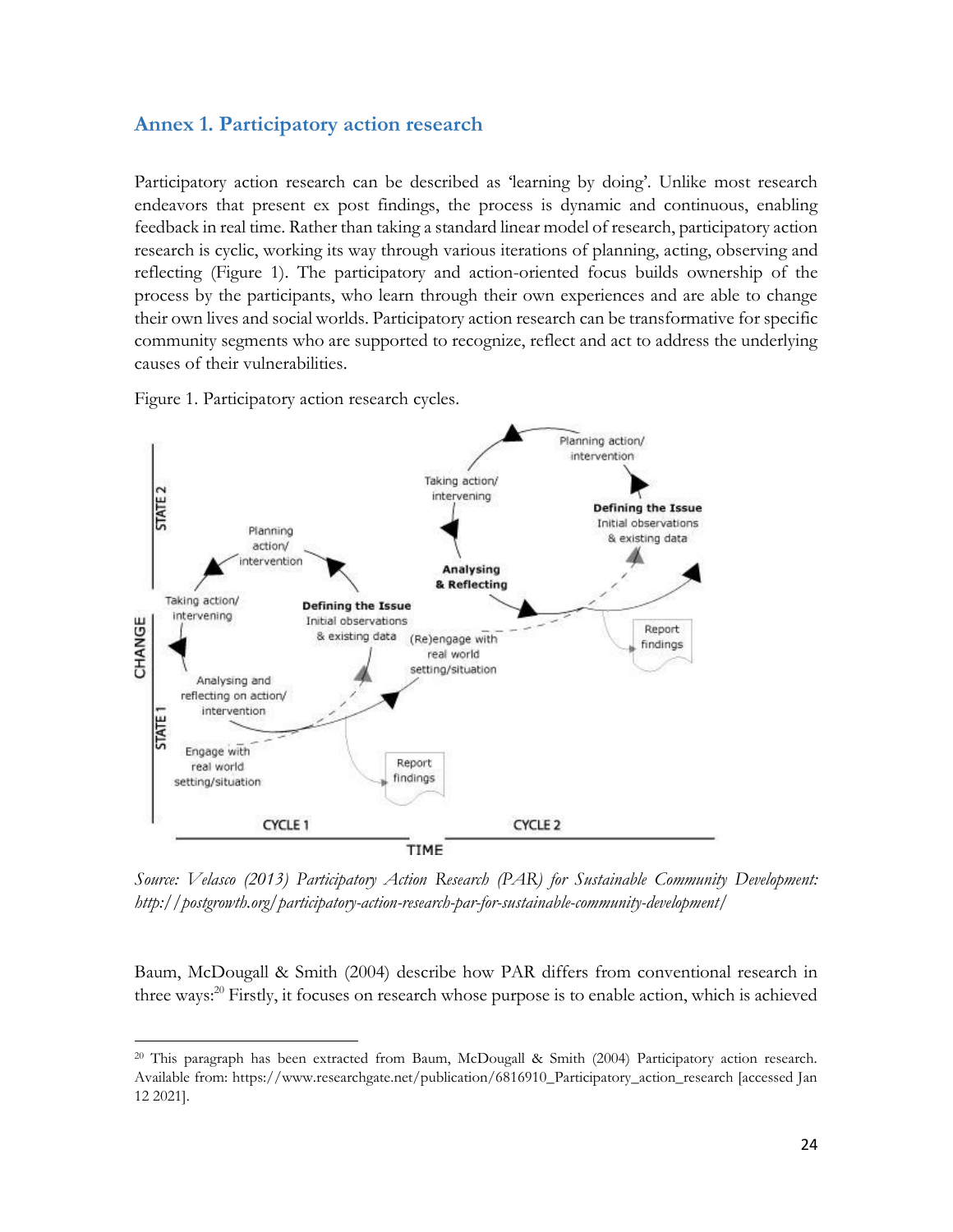## Annex 1. Participatory action research

Participatory action research can be described as 'learning by doing'. Unlike most research endeavors that present ex post findings, the process is dynamic and continuous, enabling feedback in real time. Rather than taking a standard linear model of research, participatory action research is cyclic, working its way through various iterations of planning, acting, observing and reflecting (Figure 1). The participatory and action-oriented focus builds ownership of the process by the participants, who learn through their own experiences and are able to change their own lives and social worlds. Participatory action research can be transformative for specific community segments who are supported to recognize, reflect and act to address the underlying causes of their vulnerabilities.

Figure 1. Participatory action research cycles.

*Source: Velasco (2013) Participatory Action Research (PAR) for Sustainable Community Development: http://postgrowth.org/participatory-action-research-par-for-sustainable-community-development/*

Baum, McDougall & Smith (2004) describe how PAR differs from conventional research in three ways:[20] Firstly, it focuses on research whose purpose is to enable action, which is achieved

[20] This paragraph has been extracted from Baum, McDougall & Smith (2004) Participatory action research. Available from: https://www.researchgate.net/publication/6816910_Participatory_action_research [accessed Jan 12 2021].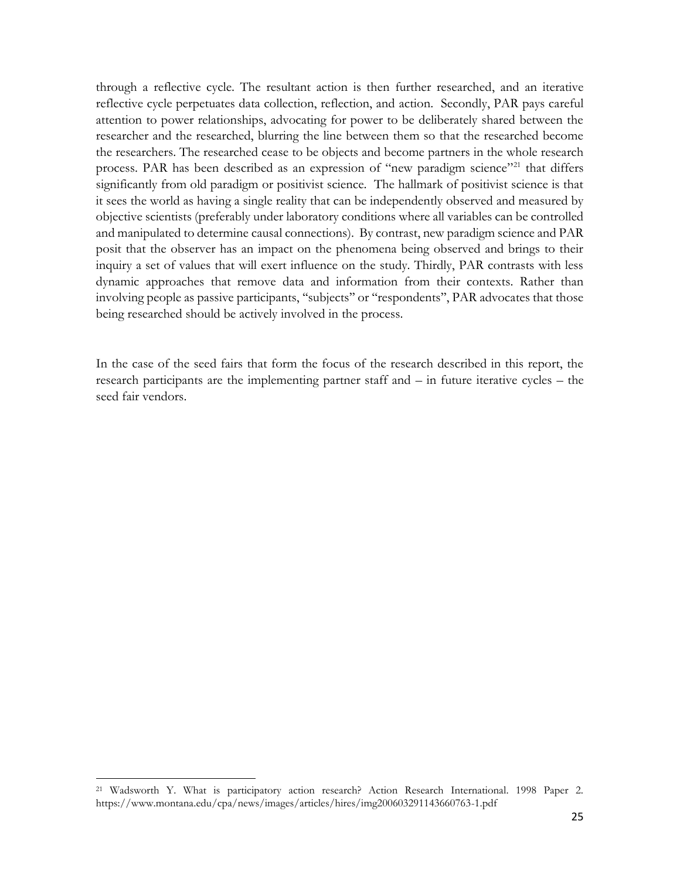through a reflective cycle. The resultant action is then further researched, and an iterative reflective cycle perpetuates data collection, reflection, and action. Secondly, PAR pays careful attention to power relationships, advocating for power to be deliberately shared between the researcher and the researched, blurring the line between them so that the researched become the researchers. The researched cease to be objects and become partners in the whole research process. PAR has been described as an expression of "new paradigm science"[21] that differs significantly from old paradigm or positivist science. The hallmark of positivist science is that it sees the world as having a single reality that can be independently observed and measured by objective scientists (preferably under laboratory conditions where all variables can be controlled and manipulated to determine causal connections). By contrast, new paradigm science and PAR posit that the observer has an impact on the phenomena being observed and brings to their inquiry a set of values that will exert influence on the study. Thirdly, PAR contrasts with less dynamic approaches that remove data and information from their contexts. Rather than involving people as passive participants, "subjects" or "respondents", PAR advocates that those being researched should be actively involved in the process.

In the case of the seed fairs that form the focus of the research described in this report, the research participants are the implementing partner staff and – in future iterative cycles – the seed fair vendors.

[21] Wadsworth Y. What is participatory action research? Action Research International. 1998 Paper 2. https://www.montana.edu/cpa/news/images/articles/hires/img200603291143660763-1.pdf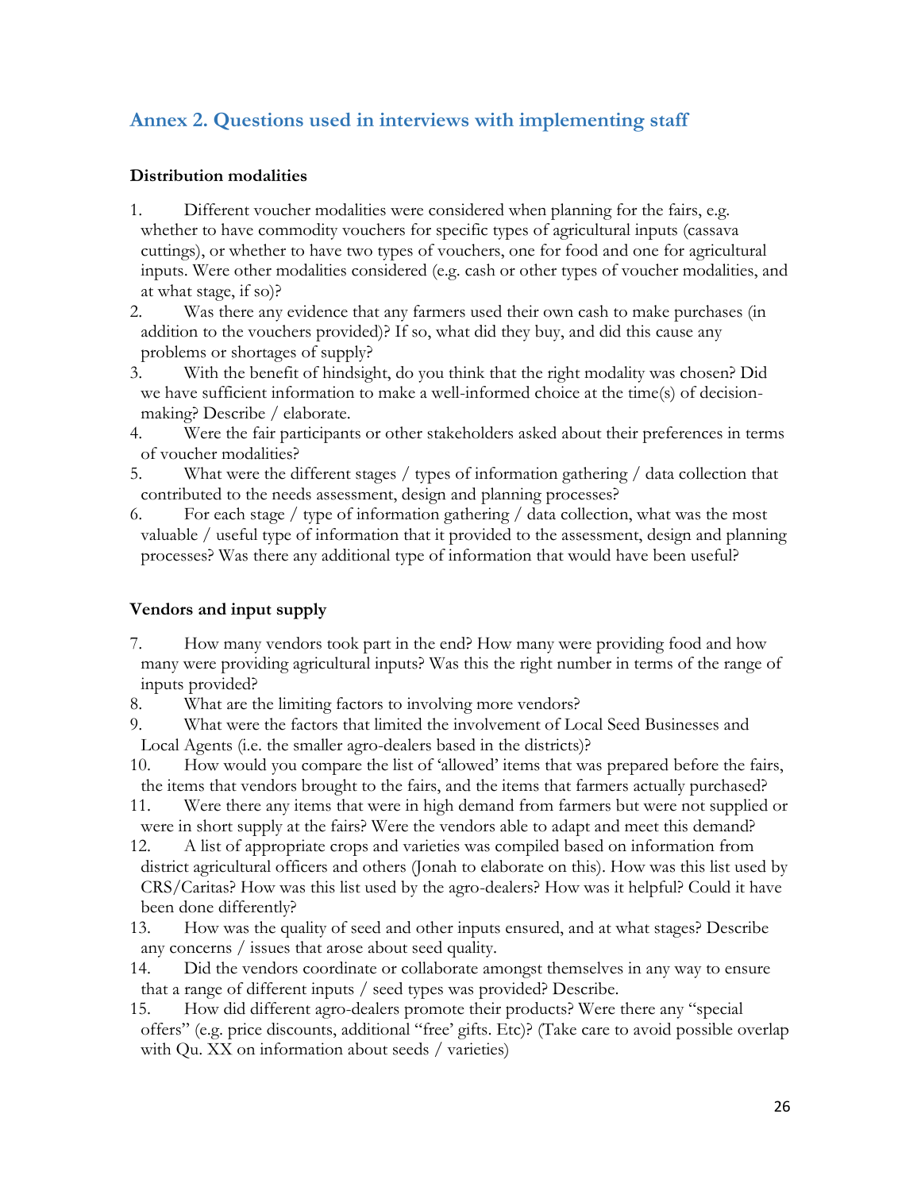## Annex 2. Questions used in interviews with implementing staff

**Distribution modalities**

1. Different voucher modalities were considered when planning for the fairs, e.g. whether to have commodity vouchers for specific types of agricultural inputs (cassava cuttings), or whether to have two types of vouchers, one for food and one for agricultural inputs. Were other modalities considered (e.g. cash or other types of voucher modalities, and at what stage, if so)?
2. Was there any evidence that any farmers used their own cash to make purchases (in addition to the vouchers provided)? If so, what did they buy, and did this cause any problems or shortages of supply?
3. With the benefit of hindsight, do you think that the right modality was chosen? Did we have sufficient information to make a well-informed choice at the time(s) of decision-making? Describe / elaborate.
4. Were the fair participants or other stakeholders asked about their preferences in terms of voucher modalities?
5. What were the different stages / types of information gathering / data collection that contributed to the needs assessment, design and planning processes?
6. For each stage / type of information gathering / data collection, what was the most valuable / useful type of information that it provided to the assessment, design and planning processes? Was there any additional type of information that would have been useful?

**Vendors and input supply**

7. How many vendors took part in the end? How many were providing food and how many were providing agricultural inputs? Was this the right number in terms of the range of inputs provided?
8. What are the limiting factors to involving more vendors?
9. What were the factors that limited the involvement of Local Seed Businesses and Local Agents (i.e. the smaller agro-dealers based in the districts)?
10. How would you compare the list of 'allowed' items that was prepared before the fairs, the items that vendors brought to the fairs, and the items that farmers actually purchased?
11. Were there any items that were in high demand from farmers but were not supplied or were in short supply at the fairs? Were the vendors able to adapt and meet this demand?
12. A list of appropriate crops and varieties was compiled based on information from district agricultural officers and others (Jonah to elaborate on this). How was this list used by CRS/Caritas? How was this list used by the agro-dealers? How was it helpful? Could it have been done differently?
13. How was the quality of seed and other inputs ensured, and at what stages? Describe any concerns / issues that arose about seed quality.
14. Did the vendors coordinate or collaborate amongst themselves in any way to ensure that a range of different inputs / seed types was provided? Describe.
15. How did different agro-dealers promote their products? Were there any "special offers" (e.g. price discounts, additional "free' gifts. Etc)? (Take care to avoid possible overlap with Qu. XX on information about seeds / varieties)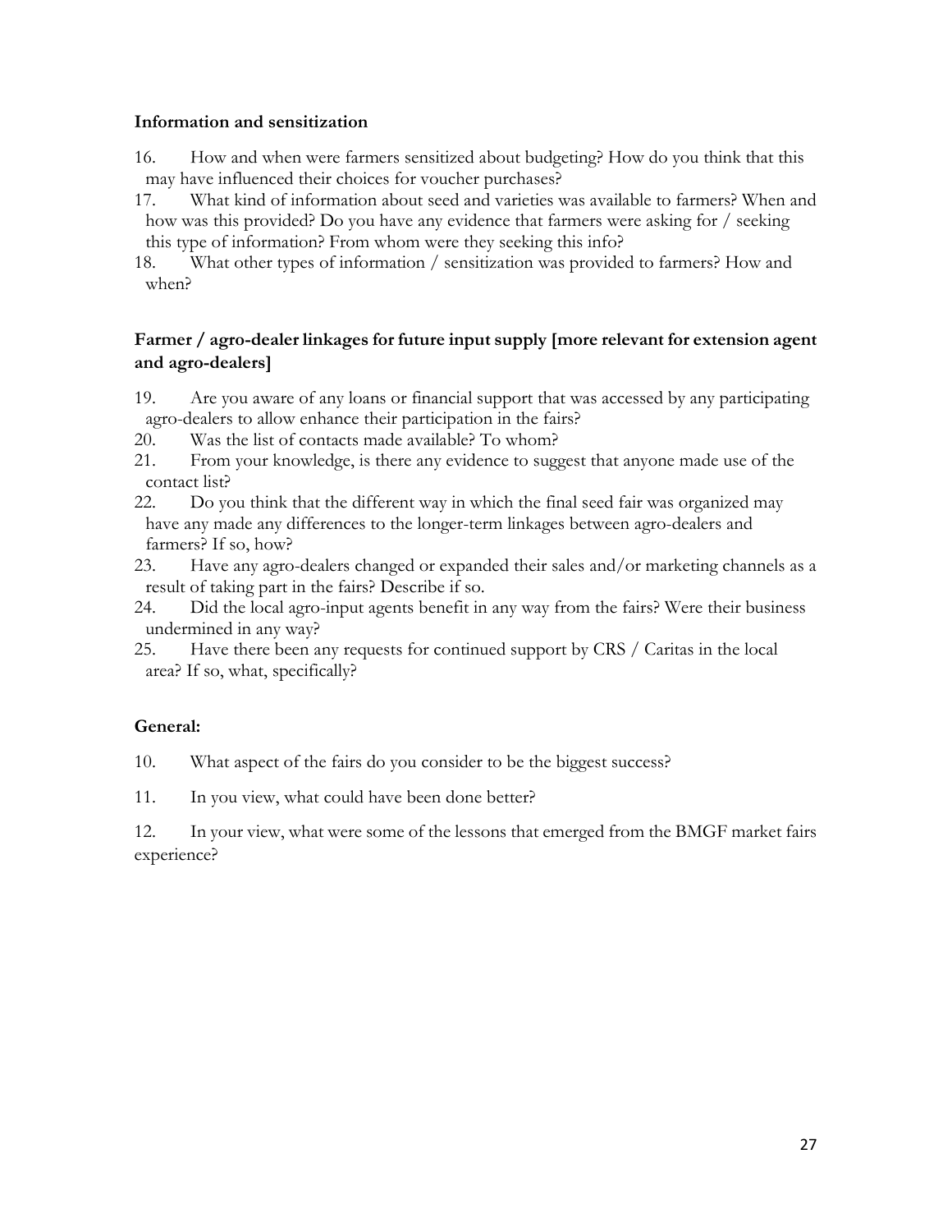**Information and sensitization**

16. How and when were farmers sensitized about budgeting? How do you think that this may have influenced their choices for voucher purchases?
17. What kind of information about seed and varieties was available to farmers? When and how was this provided? Do you have any evidence that farmers were asking for / seeking this type of information? From whom were they seeking this info?
18. What other types of information / sensitization was provided to farmers? How and when?

**Farmer / agro-dealer linkages for future input supply [more relevant for extension agent and agro-dealers]**

19. Are you aware of any loans or financial support that was accessed by any participating agro-dealers to allow enhance their participation in the fairs?
20. Was the list of contacts made available? To whom?
21. From your knowledge, is there any evidence to suggest that anyone made use of the contact list?
22. Do you think that the different way in which the final seed fair was organized may have any made any differences to the longer-term linkages between agro-dealers and farmers? If so, how?
23. Have any agro-dealers changed or expanded their sales and/or marketing channels as a result of taking part in the fairs? Describe if so.
24. Did the local agro-input agents benefit in any way from the fairs? Were their business undermined in any way?
25. Have there been any requests for continued support by CRS / Caritas in the local area? If so, what, specifically?

**General:**

10. What aspect of the fairs do you consider to be the biggest success?

11. In you view, what could have been done better?

12. In your view, what were some of the lessons that emerged from the BMGF market fairs experience?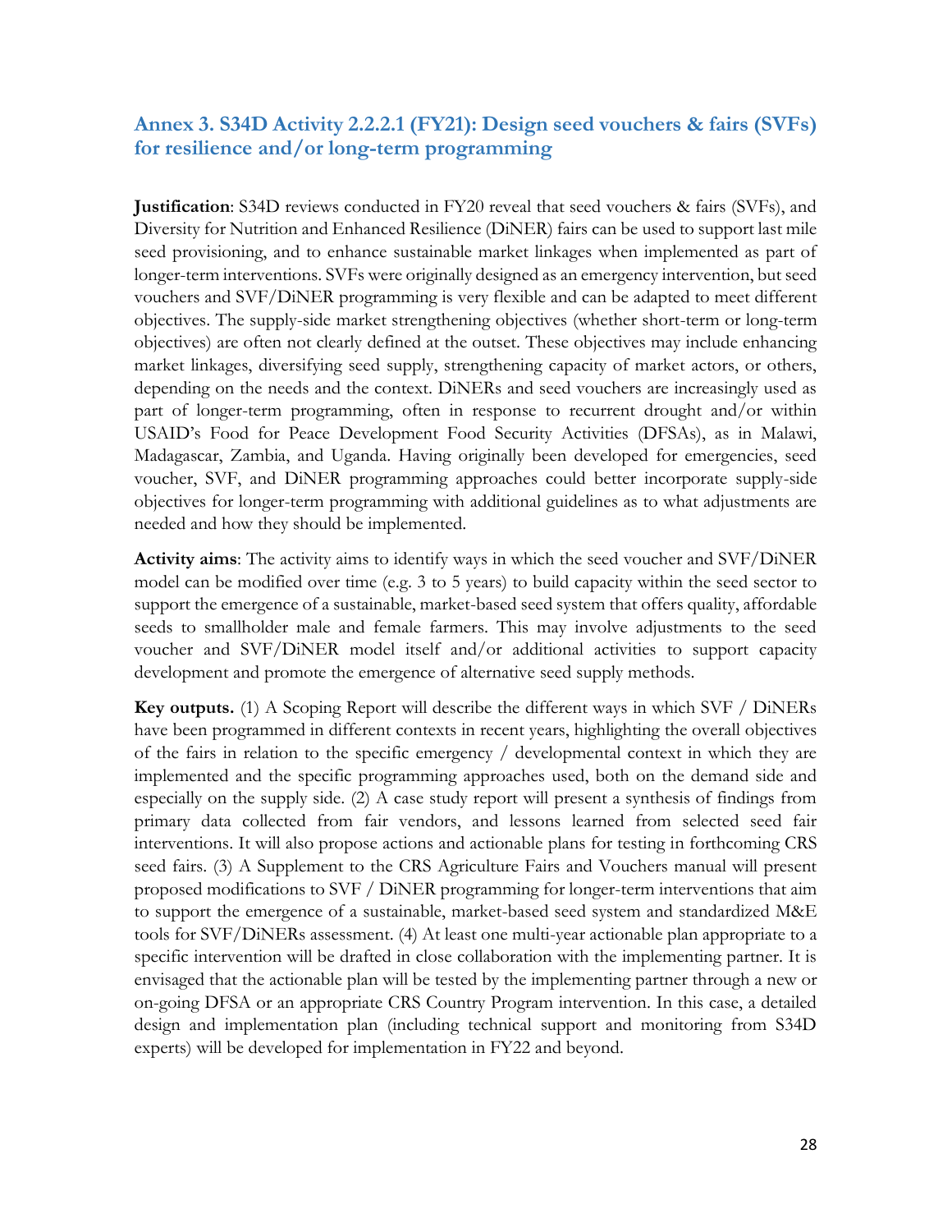## Annex 3. S34D Activity 2.2.2.1 (FY21): Design seed vouchers & fairs (SVFs) for resilience and/or long-term programming

**Justification**: S34D reviews conducted in FY20 reveal that seed vouchers & fairs (SVFs), and Diversity for Nutrition and Enhanced Resilience (DiNER) fairs can be used to support last mile seed provisioning, and to enhance sustainable market linkages when implemented as part of longer-term interventions. SVFs were originally designed as an emergency intervention, but seed vouchers and SVF/DiNER programming is very flexible and can be adapted to meet different objectives. The supply-side market strengthening objectives (whether short-term or long-term objectives) are often not clearly defined at the outset. These objectives may include enhancing market linkages, diversifying seed supply, strengthening capacity of market actors, or others, depending on the needs and the context. DiNERs and seed vouchers are increasingly used as part of longer-term programming, often in response to recurrent drought and/or within USAID's Food for Peace Development Food Security Activities (DFSAs), as in Malawi, Madagascar, Zambia, and Uganda. Having originally been developed for emergencies, seed voucher, SVF, and DiNER programming approaches could better incorporate supply-side objectives for longer-term programming with additional guidelines as to what adjustments are needed and how they should be implemented.

**Activity aims**: The activity aims to identify ways in which the seed voucher and SVF/DiNER model can be modified over time (e.g. 3 to 5 years) to build capacity within the seed sector to support the emergence of a sustainable, market-based seed system that offers quality, affordable seeds to smallholder male and female farmers. This may involve adjustments to the seed voucher and SVF/DiNER model itself and/or additional activities to support capacity development and promote the emergence of alternative seed supply methods.

**Key outputs.** (1) A Scoping Report will describe the different ways in which SVF / DiNERs have been programmed in different contexts in recent years, highlighting the overall objectives of the fairs in relation to the specific emergency / developmental context in which they are implemented and the specific programming approaches used, both on the demand side and especially on the supply side. (2) A case study report will present a synthesis of findings from primary data collected from fair vendors, and lessons learned from selected seed fair interventions. It will also propose actions and actionable plans for testing in forthcoming CRS seed fairs. (3) A Supplement to the CRS Agriculture Fairs and Vouchers manual will present proposed modifications to SVF / DiNER programming for longer-term interventions that aim to support the emergence of a sustainable, market-based seed system and standardized M&E tools for SVF/DiNERs assessment. (4) At least one multi-year actionable plan appropriate to a specific intervention will be drafted in close collaboration with the implementing partner. It is envisaged that the actionable plan will be tested by the implementing partner through a new or on-going DFSA or an appropriate CRS Country Program intervention. In this case, a detailed design and implementation plan (including technical support and monitoring from S34D experts) will be developed for implementation in FY22 and beyond.